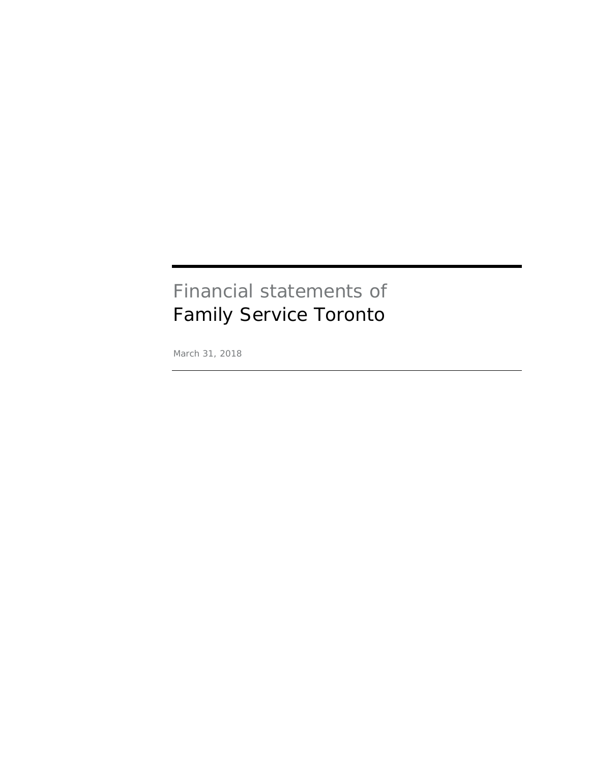# Financial statements of
# Family Service Toronto

March 31, 2018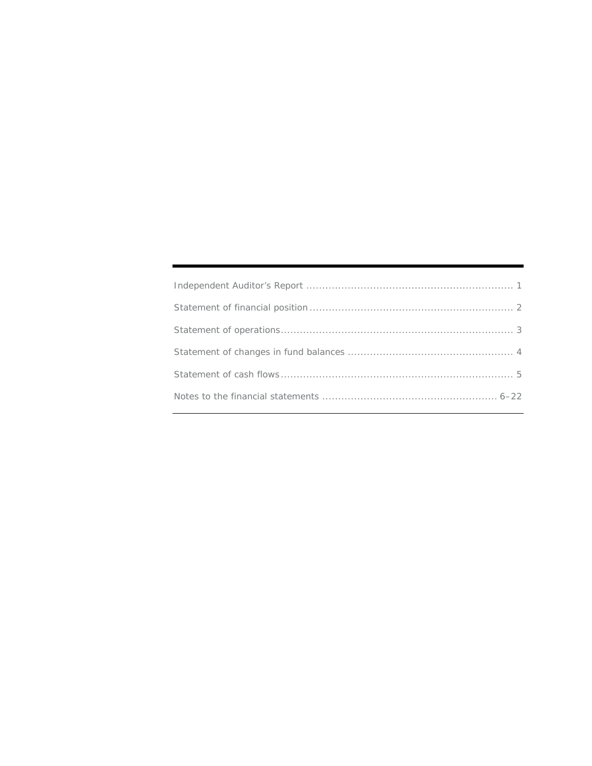| | |
|---|---|
| Independent Auditor's Report | 1 |
| Statement of financial position | 2 |
| Statement of operations | 3 |
| Statement of changes in fund balances | 4 |
| Statement of cash flows | 5 |
| Notes to the financial statements | 6–22 |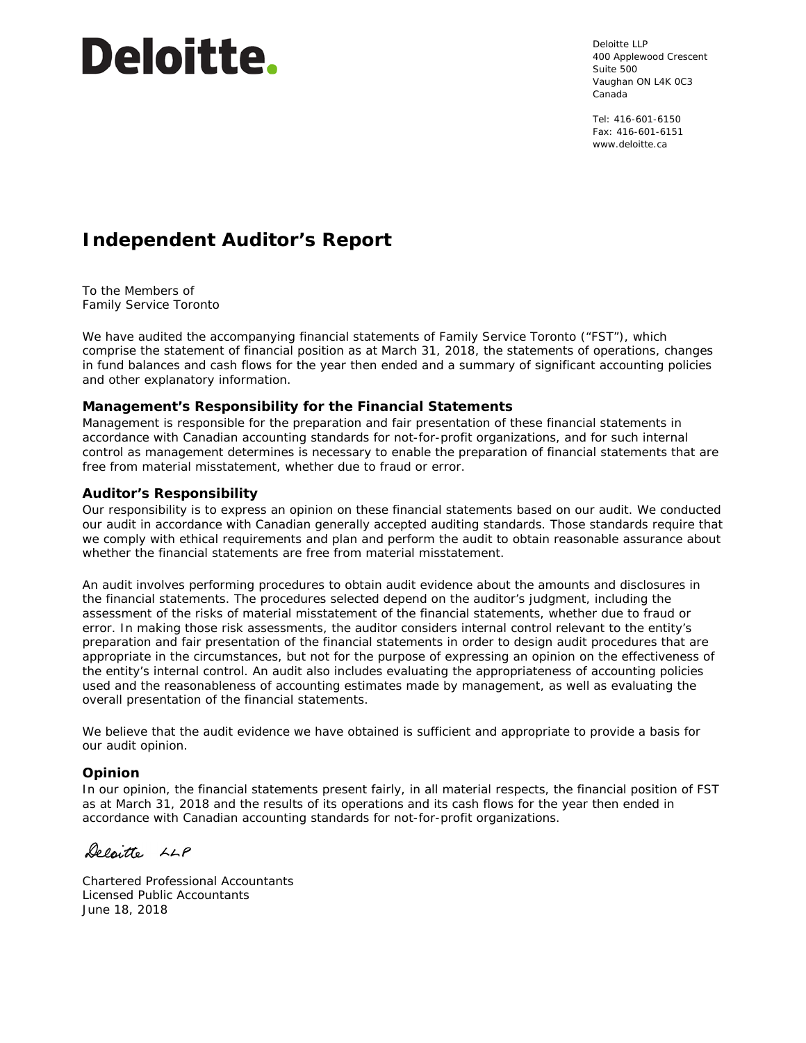Deloitte.

Deloitte LLP
400 Applewood Crescent
Suite 500
Vaughan ON L4K 0C3
Canada

Tel: 416-601-6150
Fax: 416-601-6151
www.deloitte.ca

# Independent Auditor's Report

To the Members of
Family Service Toronto

We have audited the accompanying financial statements of Family Service Toronto ("FST"), which comprise the statement of financial position as at March 31, 2018, the statements of operations, changes in fund balances and cash flows for the year then ended and a summary of significant accounting policies and other explanatory information.

## Management's Responsibility for the Financial Statements

Management is responsible for the preparation and fair presentation of these financial statements in accordance with Canadian accounting standards for not-for-profit organizations, and for such internal control as management determines is necessary to enable the preparation of financial statements that are free from material misstatement, whether due to fraud or error.

## Auditor's Responsibility

Our responsibility is to express an opinion on these financial statements based on our audit. We conducted our audit in accordance with Canadian generally accepted auditing standards. Those standards require that we comply with ethical requirements and plan and perform the audit to obtain reasonable assurance about whether the financial statements are free from material misstatement.

An audit involves performing procedures to obtain audit evidence about the amounts and disclosures in the financial statements. The procedures selected depend on the auditor's judgment, including the assessment of the risks of material misstatement of the financial statements, whether due to fraud or error. In making those risk assessments, the auditor considers internal control relevant to the entity's preparation and fair presentation of the financial statements in order to design audit procedures that are appropriate in the circumstances, but not for the purpose of expressing an opinion on the effectiveness of the entity's internal control. An audit also includes evaluating the appropriateness of accounting policies used and the reasonableness of accounting estimates made by management, as well as evaluating the overall presentation of the financial statements.

We believe that the audit evidence we have obtained is sufficient and appropriate to provide a basis for our audit opinion.

## Opinion

In our opinion, the financial statements present fairly, in all material respects, the financial position of FST as at March 31, 2018 and the results of its operations and its cash flows for the year then ended in accordance with Canadian accounting standards for not-for-profit organizations.

Deloitte LLP

Chartered Professional Accountants
Licensed Public Accountants
June 18, 2018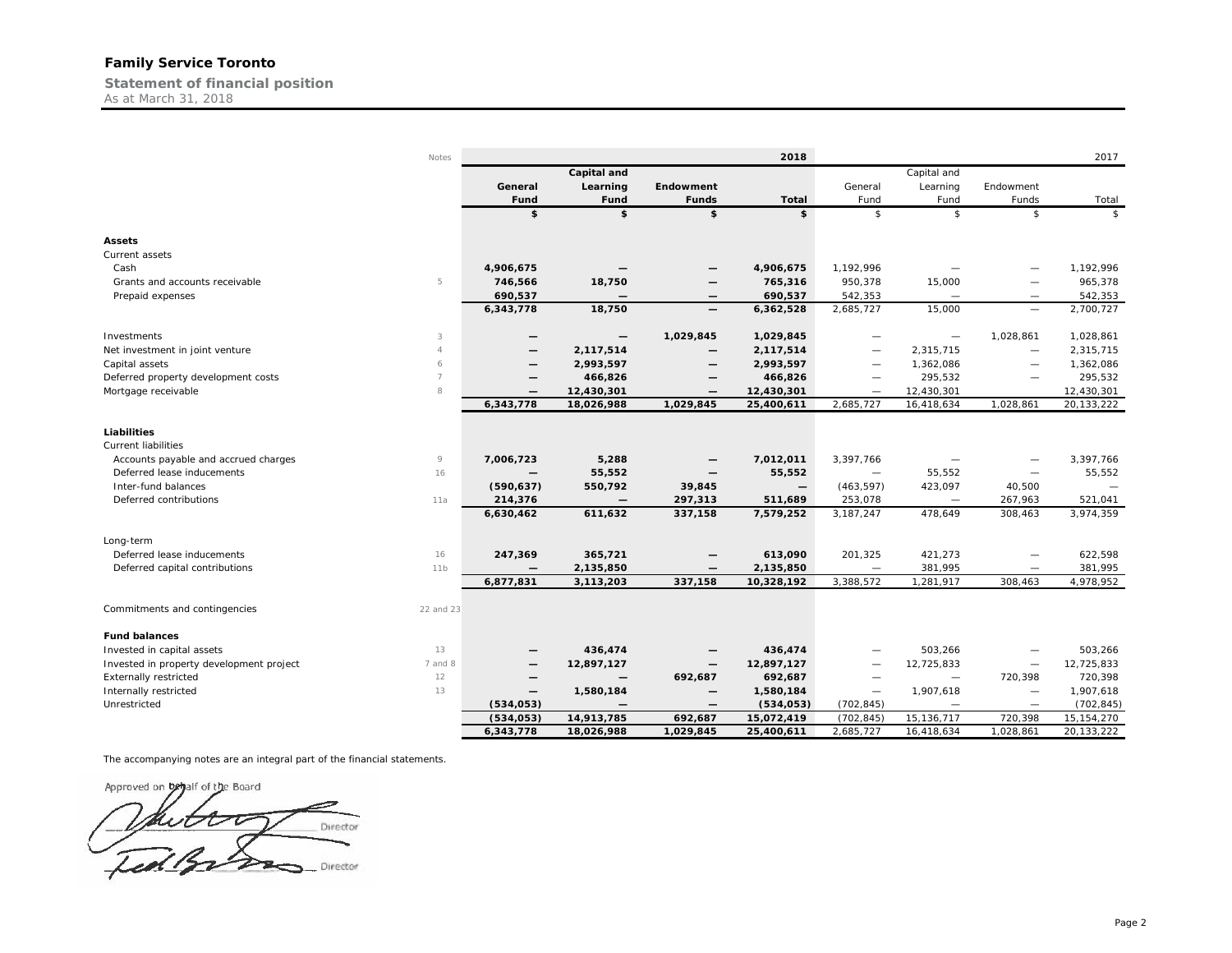# Family Service Toronto

## Statement of financial position

As at March 31, 2018

| | Notes | 2018 | | | | 2017 | | | |
|---|---|---|---|---|---|---|---|---|---|
| | | General Fund | Capital and Learning Fund | Endowment Funds | Total | General Fund | Capital and Learning Fund | Endowment Funds | Total |
| | | $ | $ | $ | $ | $ | $ | $ | $ |
| **Assets** | | | | | | | | | |
| Current assets | | | | | | | | | |
| Cash | | 4,906,675 | — | — | 4,906,675 | 1,192,996 | — | — | 1,192,996 |
| Grants and accounts receivable | 5 | 746,566 | 18,750 | — | 765,316 | 950,378 | 15,000 | — | 965,378 |
| Prepaid expenses | | 690,537 | — | — | 690,537 | 542,353 | — | — | 542,353 |
| | | 6,343,778 | 18,750 | — | 6,362,528 | 2,685,727 | 15,000 | — | 2,700,727 |
| Investments | 3 | — | — | 1,029,845 | 1,029,845 | — | — | 1,028,861 | 1,028,861 |
| Net investment in joint venture | 4 | — | 2,117,514 | — | 2,117,514 | — | 2,315,715 | — | 2,315,715 |
| Capital assets | 6 | — | 2,993,597 | — | 2,993,597 | — | 1,362,086 | — | 1,362,086 |
| Deferred property development costs | 7 | — | 466,826 | — | 466,826 | — | 295,532 | — | 295,532 |
| Mortgage receivable | 8 | — | 12,430,301 | — | 12,430,301 | — | 12,430,301 | | 12,430,301 |
| | | 6,343,778 | 18,026,988 | 1,029,845 | 25,400,611 | 2,685,727 | 16,418,634 | 1,028,861 | 20,133,222 |
| **Liabilities** | | | | | | | | | |
| Current liabilities | | | | | | | | | |
| Accounts payable and accrued charges | 9 | 7,006,723 | 5,288 | — | 7,012,011 | 3,397,766 | — | — | 3,397,766 |
| Deferred lease inducements | 16 | — | 55,552 | — | 55,552 | — | 55,552 | — | 55,552 |
| Inter-fund balances | | (590,637) | 550,792 | 39,845 | — | (463,597) | 423,097 | 40,500 | — |
| Deferred contributions | 11a | 214,376 | — | 297,313 | 511,689 | 253,078 | — | 267,963 | 521,041 |
| | | 6,630,462 | 611,632 | 337,158 | 7,579,252 | 3,187,247 | 478,649 | 308,463 | 3,974,359 |
| Long-term | | | | | | | | | |
| Deferred lease inducements | 16 | 247,369 | 365,721 | — | 613,090 | 201,325 | 421,273 | — | 622,598 |
| Deferred capital contributions | 11b | — | 2,135,850 | — | 2,135,850 | — | 381,995 | — | 381,995 |
| | | 6,877,831 | 3,113,203 | 337,158 | 10,328,192 | 3,388,572 | 1,281,917 | 308,463 | 4,978,952 |
| Commitments and contingencies | 22 and 23 | | | | | | | | |
| **Fund balances** | | | | | | | | | |
| Invested in capital assets | 13 | — | 436,474 | — | 436,474 | — | 503,266 | — | 503,266 |
| Invested in property development project | 7 and 8 | — | 12,897,127 | — | 12,897,127 | — | 12,725,833 | — | 12,725,833 |
| Externally restricted | 12 | — | — | 692,687 | 692,687 | — | — | 720,398 | 720,398 |
| Internally restricted | 13 | — | 1,580,184 | — | 1,580,184 | — | 1,907,618 | — | 1,907,618 |
| Unrestricted | | (534,053) | — | — | (534,053) | (702,845) | — | — | (702,845) |
| | | (534,053) | 14,913,785 | 692,687 | 15,072,419 | (702,845) | 15,136,717 | 720,398 | 15,154,270 |
| | | 6,343,778 | 18,026,988 | 1,029,845 | 25,400,611 | 2,685,727 | 16,418,634 | 1,028,861 | 20,133,222 |

The accompanying notes are an integral part of the financial statements.

Approved on behalf of the Board

_______________ Director

_______________ Director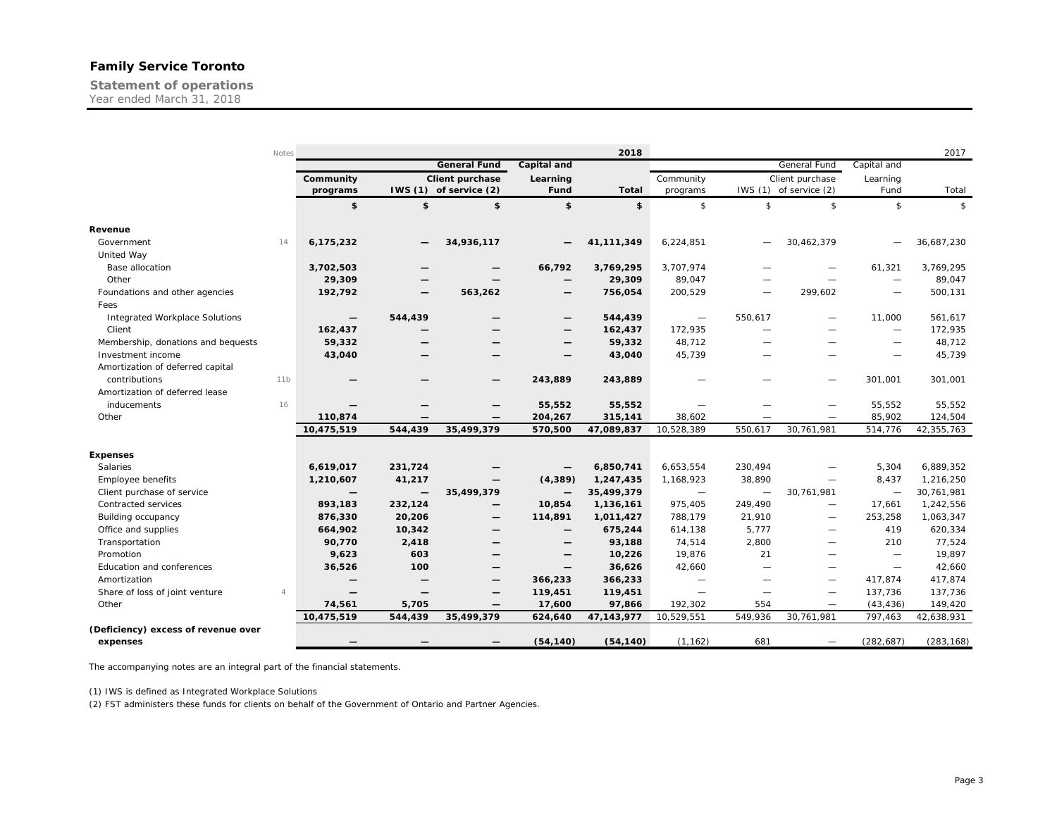# Family Service Toronto

## Statement of operations

Year ended March 31, 2018

| | Notes | 2018 | | | | | 2017 | | | | |
|---|---|---|---|---|---|---|---|---|---|---|---|
| | | | | General Fund | Capital and | | | | General Fund | Capital and | |
| | | Community programs | IWS (1) | Client purchase of service (2) | Learning Fund | Total | Community programs | IWS (1) | Client purchase of service (2) | Learning Fund | Total |
| | | $ | $ | $ | $ | $ | $ | $ | $ | $ | $ |
| **Revenue** | | | | | | | | | | | |
| Government | 14 | 6,175,232 | — | 34,936,117 | — | 41,111,349 | 6,224,851 | — | 30,462,379 | — | 36,687,230 |
| United Way | | | | | | | | | | | |
| Base allocation | | 3,702,503 | — | — | 66,792 | 3,769,295 | 3,707,974 | — | — | 61,321 | 3,769,295 |
| Other | | 29,309 | — | — | — | 29,309 | 89,047 | — | — | — | 89,047 |
| Foundations and other agencies | | 192,792 | — | 563,262 | — | 756,054 | 200,529 | — | 299,602 | — | 500,131 |
| Fees | | | | | | | | | | | |
| Integrated Workplace Solutions | | — | 544,439 | — | — | 544,439 | — | 550,617 | — | 11,000 | 561,617 |
| Client | | 162,437 | — | — | — | 162,437 | 172,935 | — | — | — | 172,935 |
| Membership, donations and bequests | | 59,332 | — | — | — | 59,332 | 48,712 | — | — | — | 48,712 |
| Investment income | | 43,040 | — | — | — | 43,040 | 45,739 | — | — | — | 45,739 |
| Amortization of deferred capital contributions | 11b | — | — | — | 243,889 | 243,889 | — | — | — | 301,001 | 301,001 |
| Amortization of deferred lease inducements | 16 | — | — | — | 55,552 | 55,552 | — | — | — | 55,552 | 55,552 |
| Other | | 110,874 | — | — | 204,267 | 315,141 | 38,602 | — | — | 85,902 | 124,504 |
| | | 10,475,519 | 544,439 | 35,499,379 | 570,500 | 47,089,837 | 10,528,389 | 550,617 | 30,761,981 | 514,776 | 42,355,763 |
| **Expenses** | | | | | | | | | | | |
| Salaries | | 6,619,017 | 231,724 | — | — | 6,850,741 | 6,653,554 | 230,494 | — | 5,304 | 6,889,352 |
| Employee benefits | | 1,210,607 | 41,217 | — | (4,389) | 1,247,435 | 1,168,923 | 38,890 | — | 8,437 | 1,216,250 |
| Client purchase of service | | — | — | 35,499,379 | — | 35,499,379 | — | — | 30,761,981 | — | 30,761,981 |
| Contracted services | | 893,183 | 232,124 | — | 10,854 | 1,136,161 | 975,405 | 249,490 | — | 17,661 | 1,242,556 |
| Building occupancy | | 876,330 | 20,206 | — | 114,891 | 1,011,427 | 788,179 | 21,910 | — | 253,258 | 1,063,347 |
| Office and supplies | | 664,902 | 10,342 | — | — | 675,244 | 614,138 | 5,777 | — | 419 | 620,334 |
| Transportation | | 90,770 | 2,418 | — | — | 93,188 | 74,514 | 2,800 | — | 210 | 77,524 |
| Promotion | | 9,623 | 603 | — | — | 10,226 | 19,876 | 21 | — | — | 19,897 |
| Education and conferences | | 36,526 | 100 | — | — | 36,626 | 42,660 | — | — | — | 42,660 |
| Amortization | | — | — | — | 366,233 | 366,233 | — | — | — | 417,874 | 417,874 |
| Share of loss of joint venture | 4 | — | — | — | 119,451 | 119,451 | — | — | — | 137,736 | 137,736 |
| Other | | 74,561 | 5,705 | — | 17,600 | 97,866 | 192,302 | 554 | — | (43,436) | 149,420 |
| | | 10,475,519 | 544,439 | 35,499,379 | 624,640 | 47,143,977 | 10,529,551 | 549,936 | 30,761,981 | 797,463 | 42,638,931 |
| **(Deficiency) excess of revenue over expenses** | | — | — | — | (54,140) | (54,140) | (1,162) | 681 | — | (282,687) | (283,168) |

The accompanying notes are an integral part of the financial statements.

(1) IWS is defined as Integrated Workplace Solutions

(2) FST administers these funds for clients on behalf of the Government of Ontario and Partner Agencies.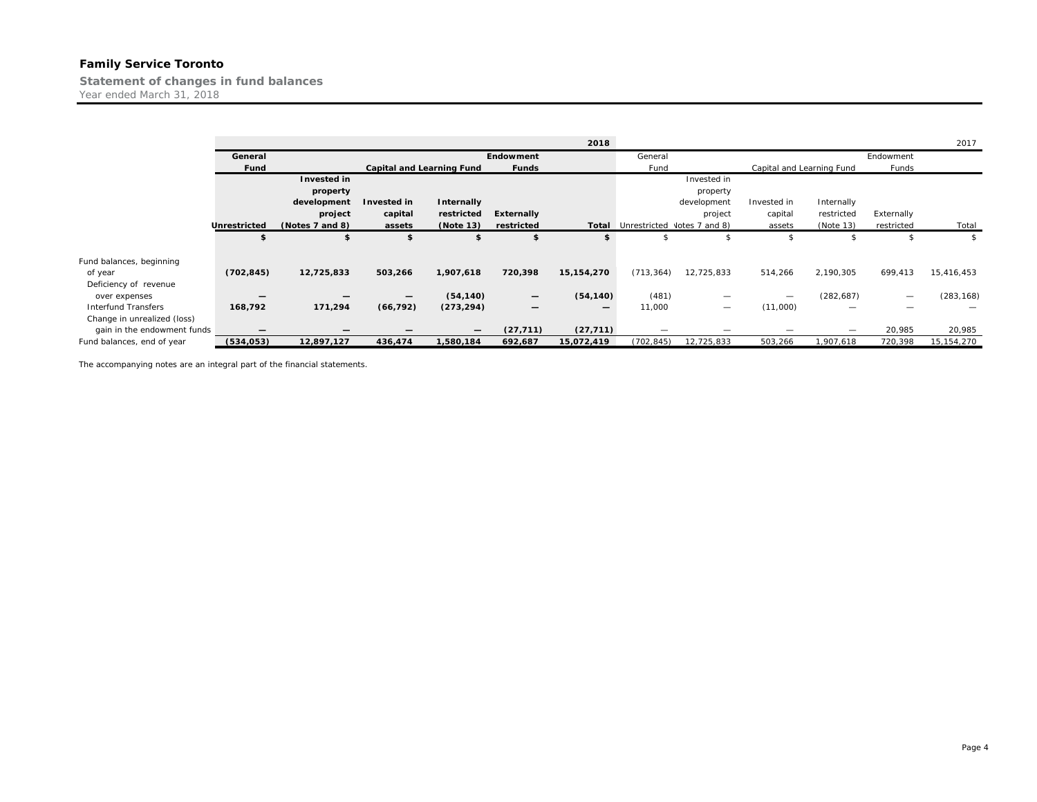# Family Service Toronto

## Statement of changes in fund balances

Year ended March 31, 2018

| | 2018 | | | | | | 2017 | | | | | |
|---|---|---|---|---|---|---|---|---|---|---|---|---|
| | General Fund | Capital and Learning Fund | | | Endowment Funds | | General Fund | Capital and Learning Fund | | | Endowment Funds | |
| | Unrestricted | Invested in property development project (Notes 7 and 8) | Invested in capital assets | Internally restricted (Note 13) | Externally restricted | Total | Unrestricted | Invested in property development project (Notes 7 and 8) | Invested in capital assets | Internally restricted (Note 13) | Externally restricted | Total |
| | $ | $ | $ | $ | $ | $ | $ | $ | $ | $ | $ | $ |
| Fund balances, beginning of year | (702,845) | 12,725,833 | 503,266 | 1,907,618 | 720,398 | 15,154,270 | (713,364) | 12,725,833 | 514,266 | 2,190,305 | 699,413 | 15,416,453 |
| Deficiency of revenue over expenses | — | — | — | (54,140) | — | (54,140) | (481) | — | — | (282,687) | — | (283,168) |
| Interfund Transfers | 168,792 | 171,294 | (66,792) | (273,294) | — | — | 11,000 | — | (11,000) | — | — | — |
| Change in unrealized (loss) gain in the endowment funds | — | — | — | — | (27,711) | (27,711) | — | — | — | — | 20,985 | 20,985 |
| Fund balances, end of year | (534,053) | 12,897,127 | 436,474 | 1,580,184 | 692,687 | 15,072,419 | (702,845) | 12,725,833 | 503,266 | 1,907,618 | 720,398 | 15,154,270 |

The accompanying notes are an integral part of the financial statements.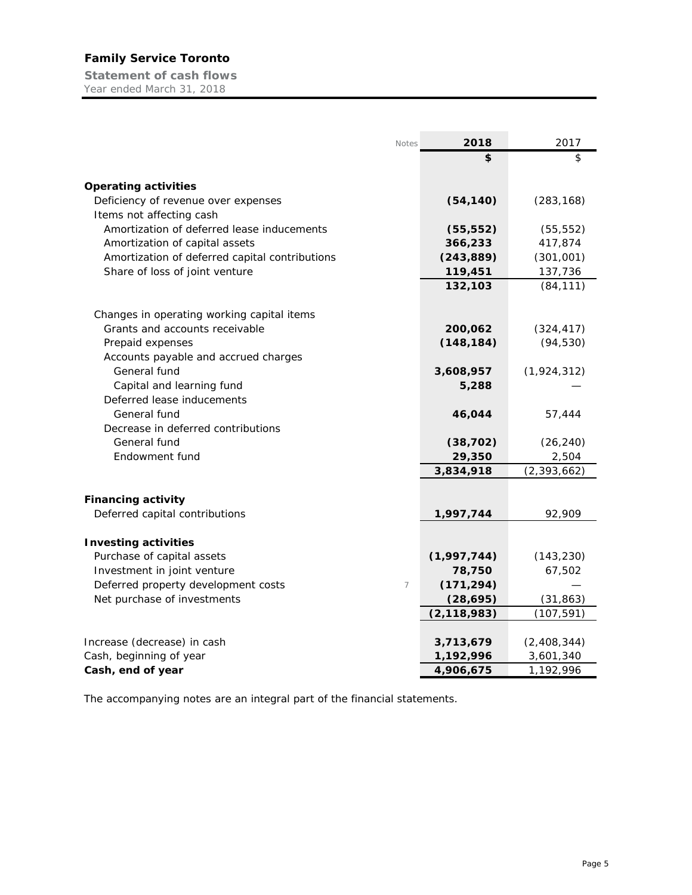# Family Service Toronto

## Statement of cash flows

Year ended March 31, 2018

| | Notes | 2018 | 2017 |
|---|---|---|---|
| | | **$** | $ |
| **Operating activities** | | | |
| Deficiency of revenue over expenses | | **(54,140)** | (283,168) |
| Items not affecting cash | | | |
| Amortization of deferred lease inducements | | **(55,552)** | (55,552) |
| Amortization of capital assets | | **366,233** | 417,874 |
| Amortization of deferred capital contributions | | **(243,889)** | (301,001) |
| Share of loss of joint venture | | **119,451** | 137,736 |
| | | **132,103** | (84,111) |
| Changes in operating working capital items | | | |
| Grants and accounts receivable | | **200,062** | (324,417) |
| Prepaid expenses | | **(148,184)** | (94,530) |
| Accounts payable and accrued charges | | | |
| General fund | | **3,608,957** | (1,924,312) |
| Capital and learning fund | | **5,288** | — |
| Deferred lease inducements | | | |
| General fund | | **46,044** | 57,444 |
| Decrease in deferred contributions | | | |
| General fund | | **(38,702)** | (26,240) |
| Endowment fund | | **29,350** | 2,504 |
| | | **3,834,918** | (2,393,662) |
| **Financing activity** | | | |
| Deferred capital contributions | | **1,997,744** | 92,909 |
| **Investing activities** | | | |
| Purchase of capital assets | | **(1,997,744)** | (143,230) |
| Investment in joint venture | | **78,750** | 67,502 |
| Deferred property development costs | 7 | **(171,294)** | — |
| Net purchase of investments | | **(28,695)** | (31,863) |
| | | **(2,118,983)** | (107,591) |
| Increase (decrease) in cash | | **3,713,679** | (2,408,344) |
| Cash, beginning of year | | **1,192,996** | 3,601,340 |
| **Cash, end of year** | | **4,906,675** | 1,192,996 |

The accompanying notes are an integral part of the financial statements.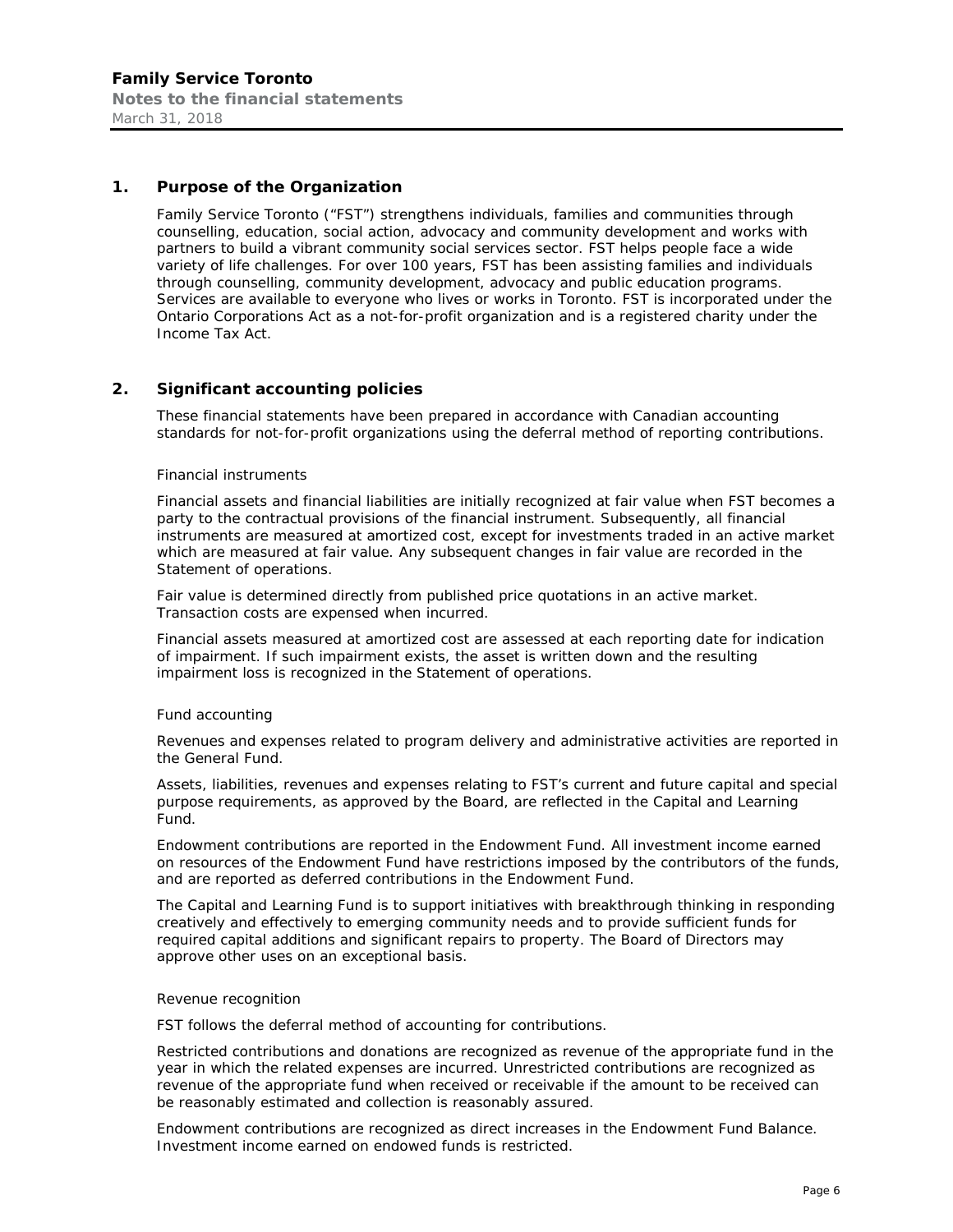## 1. Purpose of the Organization

Family Service Toronto ("FST") strengthens individuals, families and communities through counselling, education, social action, advocacy and community development and works with partners to build a vibrant community social services sector. FST helps people face a wide variety of life challenges. For over 100 years, FST has been assisting families and individuals through counselling, community development, advocacy and public education programs. Services are available to everyone who lives or works in Toronto. FST is incorporated under the Ontario Corporations Act as a not-for-profit organization and is a registered charity under the Income Tax Act.

## 2. Significant accounting policies

These financial statements have been prepared in accordance with Canadian accounting standards for not-for-profit organizations using the deferral method of reporting contributions.

### Financial instruments

Financial assets and financial liabilities are initially recognized at fair value when FST becomes a party to the contractual provisions of the financial instrument. Subsequently, all financial instruments are measured at amortized cost, except for investments traded in an active market which are measured at fair value. Any subsequent changes in fair value are recorded in the Statement of operations.

Fair value is determined directly from published price quotations in an active market. Transaction costs are expensed when incurred.

Financial assets measured at amortized cost are assessed at each reporting date for indication of impairment. If such impairment exists, the asset is written down and the resulting impairment loss is recognized in the Statement of operations.

### Fund accounting

Revenues and expenses related to program delivery and administrative activities are reported in the General Fund.

Assets, liabilities, revenues and expenses relating to FST's current and future capital and special purpose requirements, as approved by the Board, are reflected in the Capital and Learning Fund.

Endowment contributions are reported in the Endowment Fund. All investment income earned on resources of the Endowment Fund have restrictions imposed by the contributors of the funds, and are reported as deferred contributions in the Endowment Fund.

The Capital and Learning Fund is to support initiatives with breakthrough thinking in responding creatively and effectively to emerging community needs and to provide sufficient funds for required capital additions and significant repairs to property. The Board of Directors may approve other uses on an exceptional basis.

### Revenue recognition

FST follows the deferral method of accounting for contributions.

Restricted contributions and donations are recognized as revenue of the appropriate fund in the year in which the related expenses are incurred. Unrestricted contributions are recognized as revenue of the appropriate fund when received or receivable if the amount to be received can be reasonably estimated and collection is reasonably assured.

Endowment contributions are recognized as direct increases in the Endowment Fund Balance. Investment income earned on endowed funds is restricted.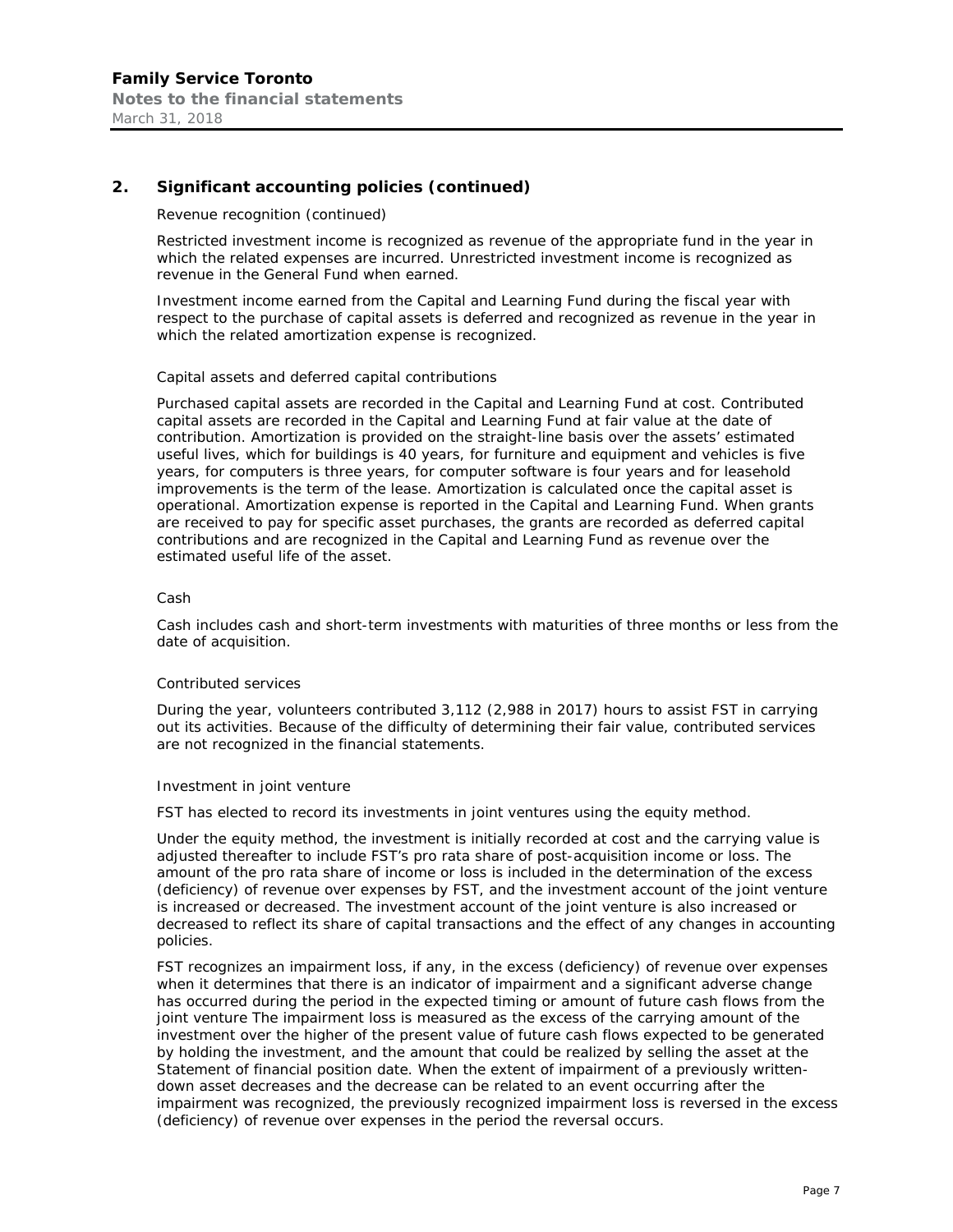## 2. Significant accounting policies (continued)

Revenue recognition (continued)

Restricted investment income is recognized as revenue of the appropriate fund in the year in which the related expenses are incurred. Unrestricted investment income is recognized as revenue in the General Fund when earned.

Investment income earned from the Capital and Learning Fund during the fiscal year with respect to the purchase of capital assets is deferred and recognized as revenue in the year in which the related amortization expense is recognized.

Capital assets and deferred capital contributions

Purchased capital assets are recorded in the Capital and Learning Fund at cost. Contributed capital assets are recorded in the Capital and Learning Fund at fair value at the date of contribution. Amortization is provided on the straight-line basis over the assets' estimated useful lives, which for buildings is 40 years, for furniture and equipment and vehicles is five years, for computers is three years, for computer software is four years and for leasehold improvements is the term of the lease. Amortization is calculated once the capital asset is operational. Amortization expense is reported in the Capital and Learning Fund. When grants are received to pay for specific asset purchases, the grants are recorded as deferred capital contributions and are recognized in the Capital and Learning Fund as revenue over the estimated useful life of the asset.

Cash

Cash includes cash and short-term investments with maturities of three months or less from the date of acquisition.

Contributed services

During the year, volunteers contributed 3,112 (2,988 in 2017) hours to assist FST in carrying out its activities. Because of the difficulty of determining their fair value, contributed services are not recognized in the financial statements.

Investment in joint venture

FST has elected to record its investments in joint ventures using the equity method.

Under the equity method, the investment is initially recorded at cost and the carrying value is adjusted thereafter to include FST's pro rata share of post-acquisition income or loss. The amount of the pro rata share of income or loss is included in the determination of the excess (deficiency) of revenue over expenses by FST, and the investment account of the joint venture is increased or decreased. The investment account of the joint venture is also increased or decreased to reflect its share of capital transactions and the effect of any changes in accounting policies.

FST recognizes an impairment loss, if any, in the excess (deficiency) of revenue over expenses when it determines that there is an indicator of impairment and a significant adverse change has occurred during the period in the expected timing or amount of future cash flows from the joint venture The impairment loss is measured as the excess of the carrying amount of the investment over the higher of the present value of future cash flows expected to be generated by holding the investment, and the amount that could be realized by selling the asset at the Statement of financial position date. When the extent of impairment of a previously written-down asset decreases and the decrease can be related to an event occurring after the impairment was recognized, the previously recognized impairment loss is reversed in the excess (deficiency) of revenue over expenses in the period the reversal occurs.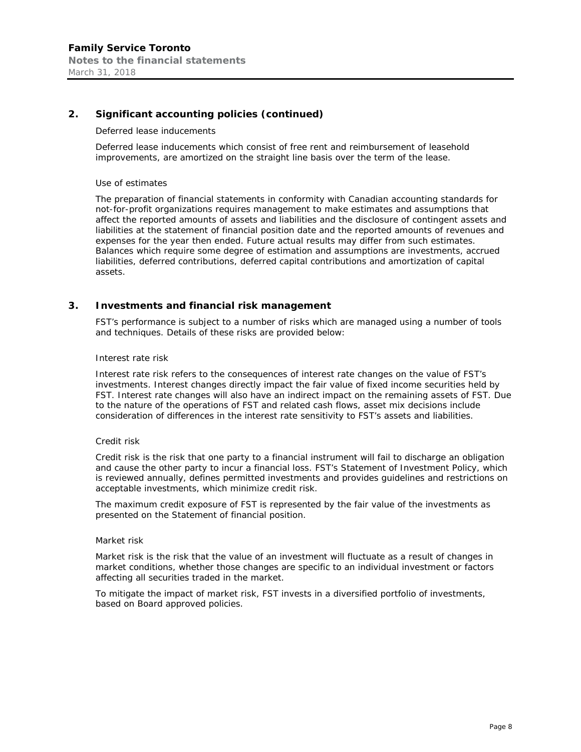## 2. Significant accounting policies (continued)

Deferred lease inducements

Deferred lease inducements which consist of free rent and reimbursement of leasehold improvements, are amortized on the straight line basis over the term of the lease.

Use of estimates

The preparation of financial statements in conformity with Canadian accounting standards for not-for-profit organizations requires management to make estimates and assumptions that affect the reported amounts of assets and liabilities and the disclosure of contingent assets and liabilities at the statement of financial position date and the reported amounts of revenues and expenses for the year then ended. Future actual results may differ from such estimates. Balances which require some degree of estimation and assumptions are investments, accrued liabilities, deferred contributions, deferred capital contributions and amortization of capital assets.

## 3. Investments and financial risk management

FST's performance is subject to a number of risks which are managed using a number of tools and techniques. Details of these risks are provided below:

Interest rate risk

Interest rate risk refers to the consequences of interest rate changes on the value of FST's investments. Interest changes directly impact the fair value of fixed income securities held by FST. Interest rate changes will also have an indirect impact on the remaining assets of FST. Due to the nature of the operations of FST and related cash flows, asset mix decisions include consideration of differences in the interest rate sensitivity to FST's assets and liabilities.

Credit risk

Credit risk is the risk that one party to a financial instrument will fail to discharge an obligation and cause the other party to incur a financial loss. FST's Statement of Investment Policy, which is reviewed annually, defines permitted investments and provides guidelines and restrictions on acceptable investments, which minimize credit risk.

The maximum credit exposure of FST is represented by the fair value of the investments as presented on the Statement of financial position.

Market risk

Market risk is the risk that the value of an investment will fluctuate as a result of changes in market conditions, whether those changes are specific to an individual investment or factors affecting all securities traded in the market.

To mitigate the impact of market risk, FST invests in a diversified portfolio of investments, based on Board approved policies.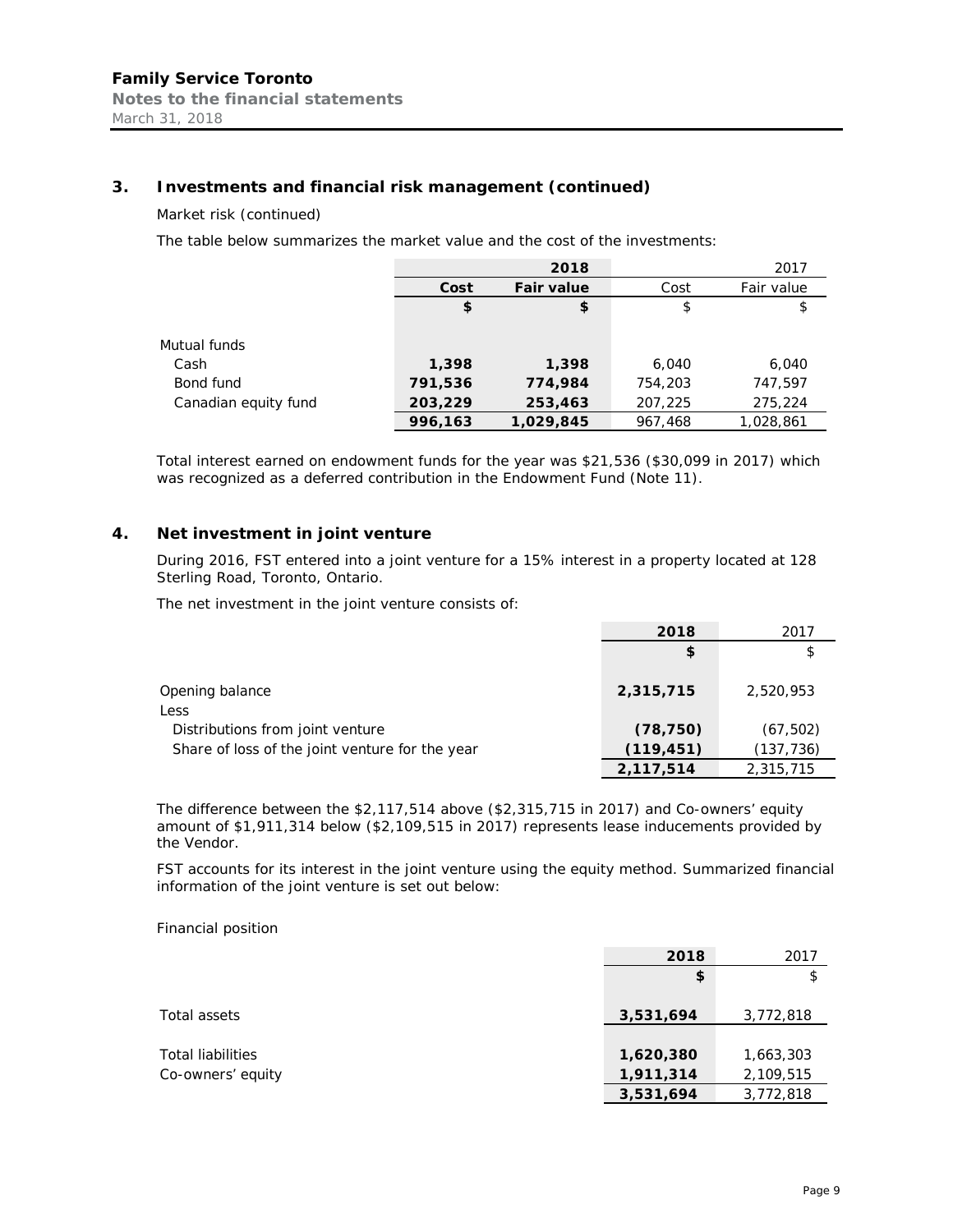### 3. Investments and financial risk management (continued)

Market risk (continued)

The table below summarizes the market value and the cost of the investments:

| | 2018 | | 2017 | |
|---|---|---|---|---|
| | **Cost** | **Fair value** | Cost | Fair value |
| | **$** | **$** | $ | $ |
| Mutual funds | | | | |
| Cash | **1,398** | **1,398** | 6,040 | 6,040 |
| Bond fund | **791,536** | **774,984** | 754,203 | 747,597 |
| Canadian equity fund | **203,229** | **253,463** | 207,225 | 275,224 |
| | **996,163** | **1,029,845** | 967,468 | 1,028,861 |

Total interest earned on endowment funds for the year was $21,536 ($30,099 in 2017) which was recognized as a deferred contribution in the Endowment Fund (Note 11).

### 4. Net investment in joint venture

During 2016, FST entered into a joint venture for a 15% interest in a property located at 128 Sterling Road, Toronto, Ontario.

The net investment in the joint venture consists of:

| | 2018 | 2017 |
|---|---|---|
| | **$** | $ |
| Opening balance | **2,315,715** | 2,520,953 |
| Less | | |
| Distributions from joint venture | **(78,750)** | (67,502) |
| Share of loss of the joint venture for the year | **(119,451)** | (137,736) |
| | **2,117,514** | 2,315,715 |

The difference between the $2,117,514 above ($2,315,715 in 2017) and Co-owners' equity amount of $1,911,314 below ($2,109,515 in 2017) represents lease inducements provided by the Vendor.

FST accounts for its interest in the joint venture using the equity method. Summarized financial information of the joint venture is set out below:

Financial position

| | 2018 | 2017 |
|---|---|---|
| | **$** | $ |
| Total assets | **3,531,694** | 3,772,818 |
| Total liabilities | **1,620,380** | 1,663,303 |
| Co-owners' equity | **1,911,314** | 2,109,515 |
| | **3,531,694** | 3,772,818 |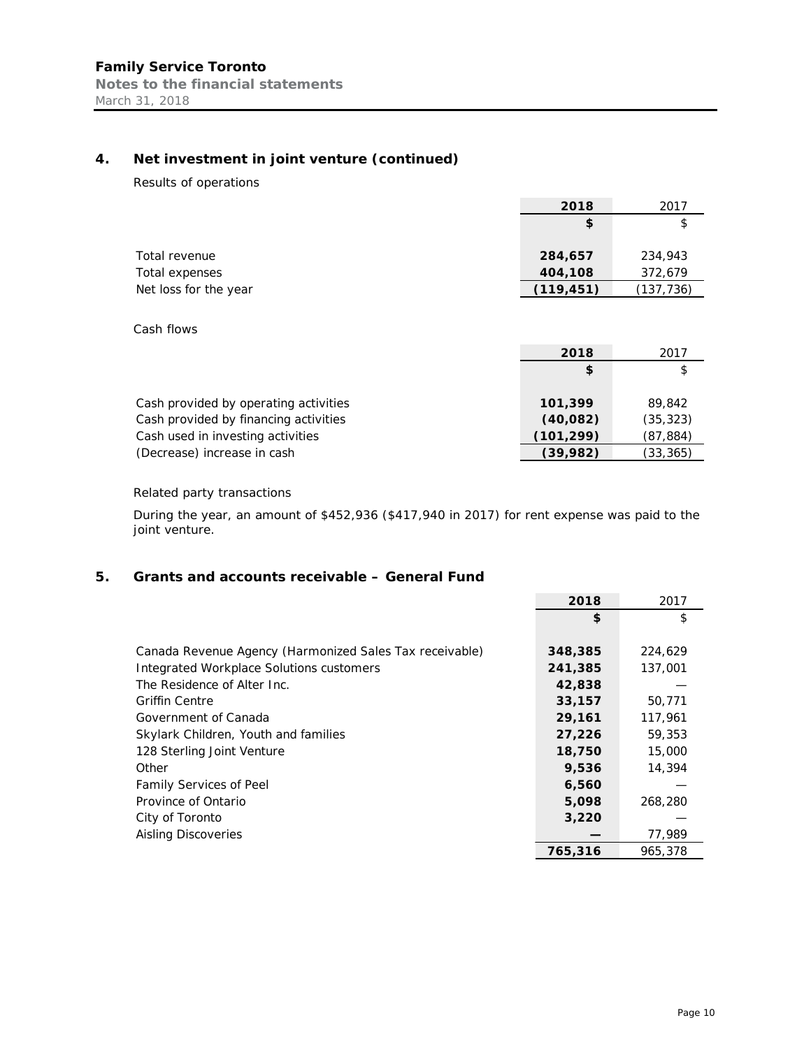## 4. Net investment in joint venture (continued)

Results of operations

| | 2018 | 2017 |
|---|---|---|
| | **$** | $ |
| Total revenue | **284,657** | 234,943 |
| Total expenses | **404,108** | 372,679 |
| Net loss for the year | **(119,451)** | (137,736) |

Cash flows

| | 2018 | 2017 |
|---|---|---|
| | **$** | $ |
| Cash provided by operating activities | **101,399** | 89,842 |
| Cash provided by financing activities | **(40,082)** | (35,323) |
| Cash used in investing activities | **(101,299)** | (87,884) |
| (Decrease) increase in cash | **(39,982)** | (33,365) |

Related party transactions

During the year, an amount of $452,936 ($417,940 in 2017) for rent expense was paid to the joint venture.

## 5. Grants and accounts receivable – General Fund

| | 2018 | 2017 |
|---|---|---|
| | **$** | $ |
| Canada Revenue Agency (Harmonized Sales Tax receivable) | **348,385** | 224,629 |
| Integrated Workplace Solutions customers | **241,385** | 137,001 |
| The Residence of Alter Inc. | **42,838** | — |
| Griffin Centre | **33,157** | 50,771 |
| Government of Canada | **29,161** | 117,961 |
| Skylark Children, Youth and families | **27,226** | 59,353 |
| 128 Sterling Joint Venture | **18,750** | 15,000 |
| Other | **9,536** | 14,394 |
| Family Services of Peel | **6,560** | — |
| Province of Ontario | **5,098** | 268,280 |
| City of Toronto | **3,220** | — |
| Aisling Discoveries | **—** | 77,989 |
| | **765,316** | 965,378 |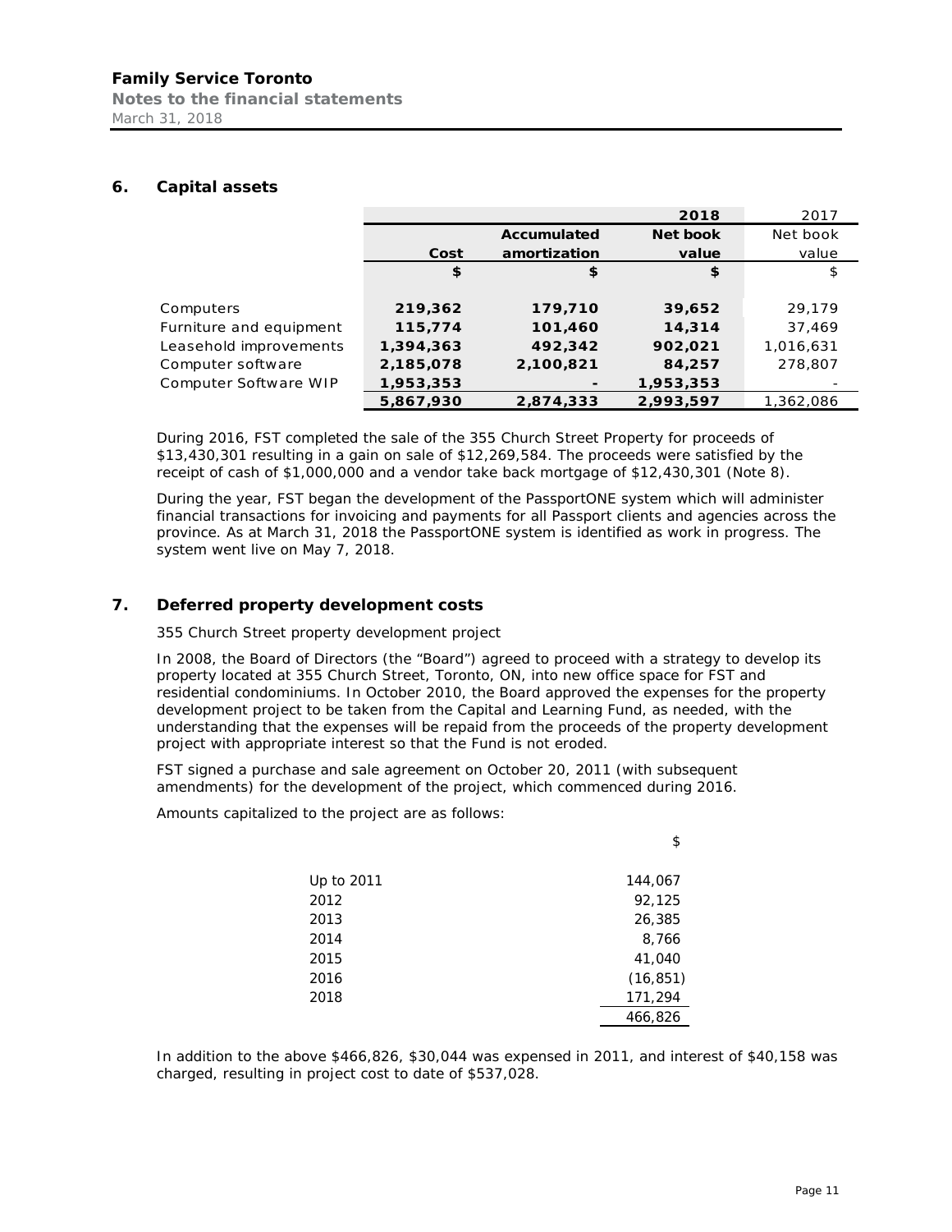## 6. Capital assets

| | | | 2018 | 2017 |
|---|---|---|---|---|
| | Cost | Accumulated amortization | Net book value | Net book value |
| | $ | $ | $ | $ |
| Computers | 219,362 | 179,710 | 39,652 | 29,179 |
| Furniture and equipment | 115,774 | 101,460 | 14,314 | 37,469 |
| Leasehold improvements | 1,394,363 | 492,342 | 902,021 | 1,016,631 |
| Computer software | 2,185,078 | 2,100,821 | 84,257 | 278,807 |
| Computer Software WIP | 1,953,353 | - | 1,953,353 | - |
| | 5,867,930 | 2,874,333 | 2,993,597 | 1,362,086 |

During 2016, FST completed the sale of the 355 Church Street Property for proceeds of $13,430,301 resulting in a gain on sale of $12,269,584. The proceeds were satisfied by the receipt of cash of $1,000,000 and a vendor take back mortgage of $12,430,301 (Note 8).

During the year, FST began the development of the PassportONE system which will administer financial transactions for invoicing and payments for all Passport clients and agencies across the province. As at March 31, 2018 the PassportONE system is identified as work in progress. The system went live on May 7, 2018.

## 7. Deferred property development costs

355 Church Street property development project

In 2008, the Board of Directors (the "Board") agreed to proceed with a strategy to develop its property located at 355 Church Street, Toronto, ON, into new office space for FST and residential condominiums. In October 2010, the Board approved the expenses for the property development project to be taken from the Capital and Learning Fund, as needed, with the understanding that the expenses will be repaid from the proceeds of the property development project with appropriate interest so that the Fund is not eroded.

FST signed a purchase and sale agreement on October 20, 2011 (with subsequent amendments) for the development of the project, which commenced during 2016.

Amounts capitalized to the project are as follows:

| | $ |
|---|---|
| Up to 2011 | 144,067 |
| 2012 | 92,125 |
| 2013 | 26,385 |
| 2014 | 8,766 |
| 2015 | 41,040 |
| 2016 | (16,851) |
| 2018 | 171,294 |
| | 466,826 |

In addition to the above $466,826, $30,044 was expensed in 2011, and interest of $40,158 was charged, resulting in project cost to date of $537,028.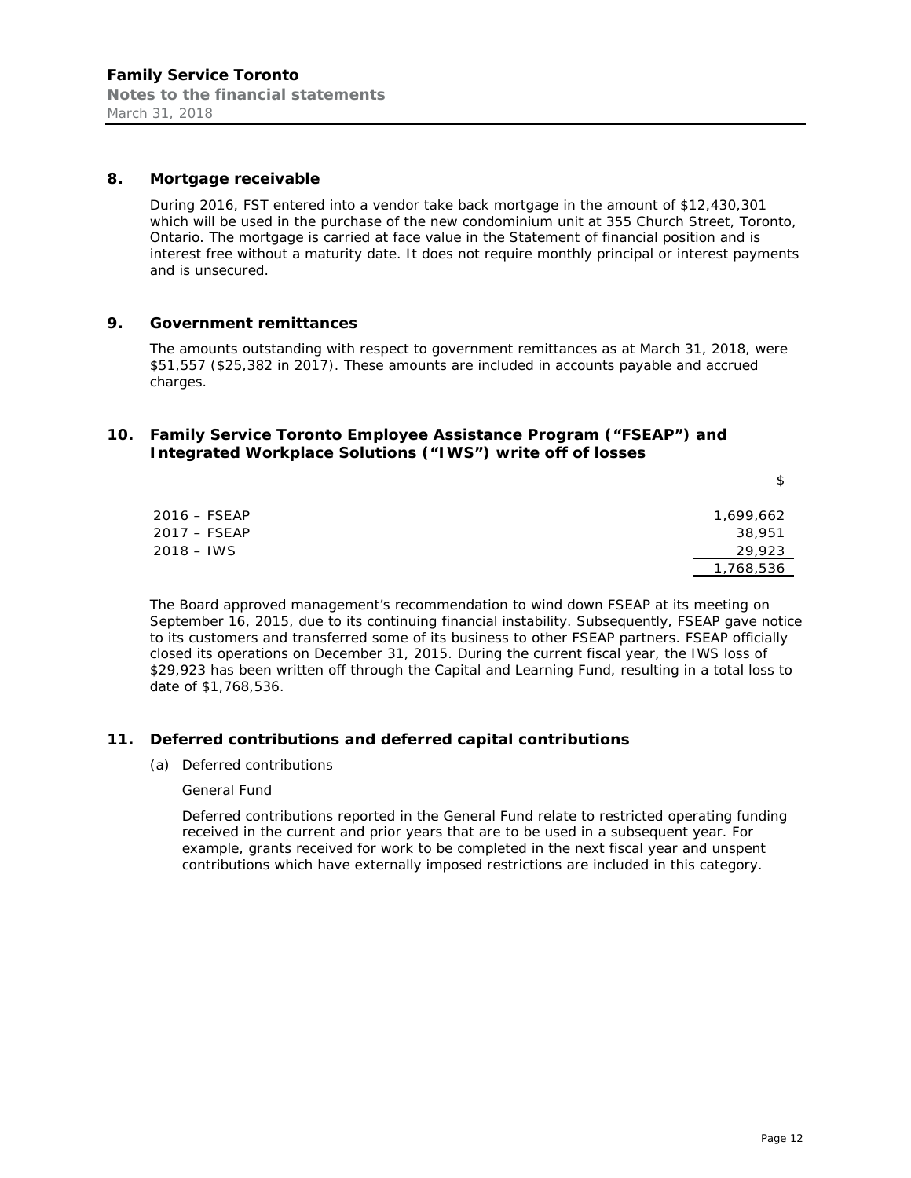## 8. Mortgage receivable

During 2016, FST entered into a vendor take back mortgage in the amount of $12,430,301 which will be used in the purchase of the new condominium unit at 355 Church Street, Toronto, Ontario. The mortgage is carried at face value in the Statement of financial position and is interest free without a maturity date. It does not require monthly principal or interest payments and is unsecured.

## 9. Government remittances

The amounts outstanding with respect to government remittances as at March 31, 2018, were $51,557 ($25,382 in 2017). These amounts are included in accounts payable and accrued charges.

## 10. Family Service Toronto Employee Assistance Program ("FSEAP") and Integrated Workplace Solutions ("IWS") write off of losses

| | $ |
|---|---|
| 2016 – FSEAP | 1,699,662 |
| 2017 – FSEAP | 38,951 |
| 2018 – IWS | 29,923 |
| | 1,768,536 |

The Board approved management's recommendation to wind down FSEAP at its meeting on September 16, 2015, due to its continuing financial instability. Subsequently, FSEAP gave notice to its customers and transferred some of its business to other FSEAP partners. FSEAP officially closed its operations on December 31, 2015. During the current fiscal year, the IWS loss of $29,923 has been written off through the Capital and Learning Fund, resulting in a total loss to date of $1,768,536.

## 11. Deferred contributions and deferred capital contributions

(a) Deferred contributions

General Fund

Deferred contributions reported in the General Fund relate to restricted operating funding received in the current and prior years that are to be used in a subsequent year. For example, grants received for work to be completed in the next fiscal year and unspent contributions which have externally imposed restrictions are included in this category.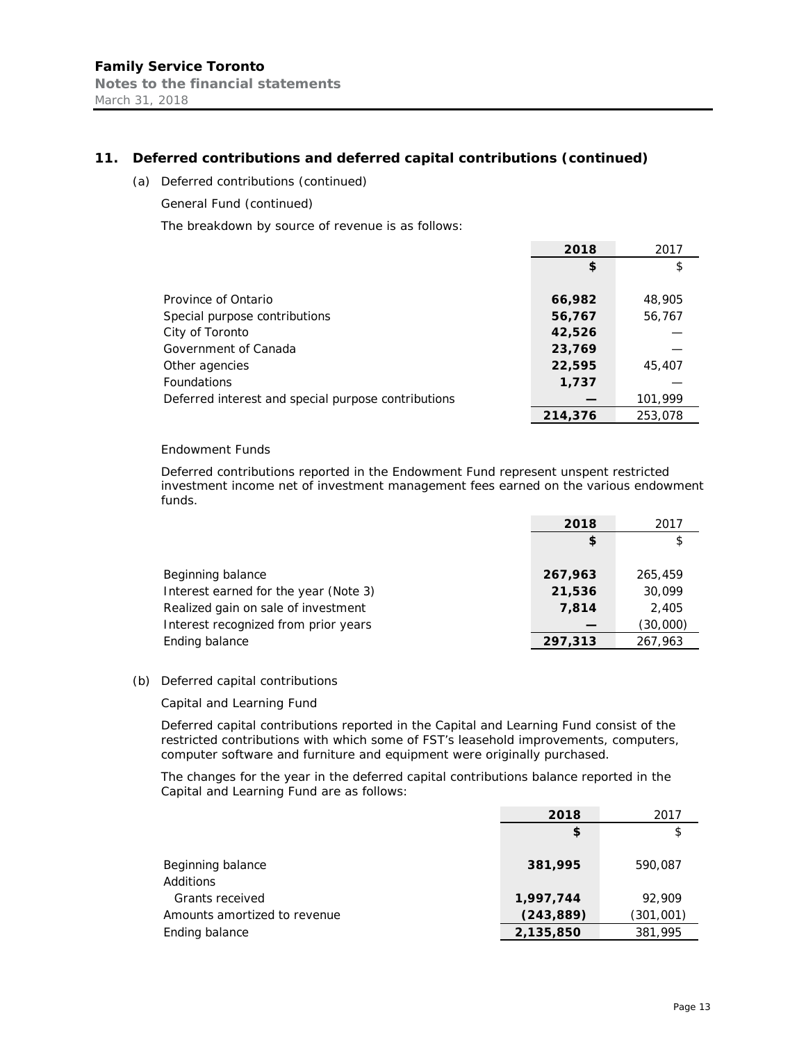## 11. Deferred contributions and deferred capital contributions (continued)

(a) Deferred contributions (continued)

General Fund (continued)

The breakdown by source of revenue is as follows:

| | 2018 | 2017 |
|---|---|---|
| | $ | $ |
| Province of Ontario | **66,982** | 48,905 |
| Special purpose contributions | **56,767** | 56,767 |
| City of Toronto | **42,526** | — |
| Government of Canada | **23,769** | — |
| Other agencies | **22,595** | 45,407 |
| Foundations | **1,737** | — |
| Deferred interest and special purpose contributions | **—** | 101,999 |
| | **214,376** | 253,078 |

Endowment Funds

Deferred contributions reported in the Endowment Fund represent unspent restricted investment income net of investment management fees earned on the various endowment funds.

| | 2018 | 2017 |
|---|---|---|
| | $ | $ |
| Beginning balance | **267,963** | 265,459 |
| Interest earned for the year (Note 3) | **21,536** | 30,099 |
| Realized gain on sale of investment | **7,814** | 2,405 |
| Interest recognized from prior years | **—** | (30,000) |
| Ending balance | **297,313** | 267,963 |

(b) Deferred capital contributions

Capital and Learning Fund

Deferred capital contributions reported in the Capital and Learning Fund consist of the restricted contributions with which some of FST's leasehold improvements, computers, computer software and furniture and equipment were originally purchased.

The changes for the year in the deferred capital contributions balance reported in the Capital and Learning Fund are as follows:

| | 2018 | 2017 |
|---|---|---|
| | $ | $ |
| Beginning balance | **381,995** | 590,087 |
| Additions | | |
| Grants received | **1,997,744** | 92,909 |
| Amounts amortized to revenue | **(243,889)** | (301,001) |
| Ending balance | **2,135,850** | 381,995 |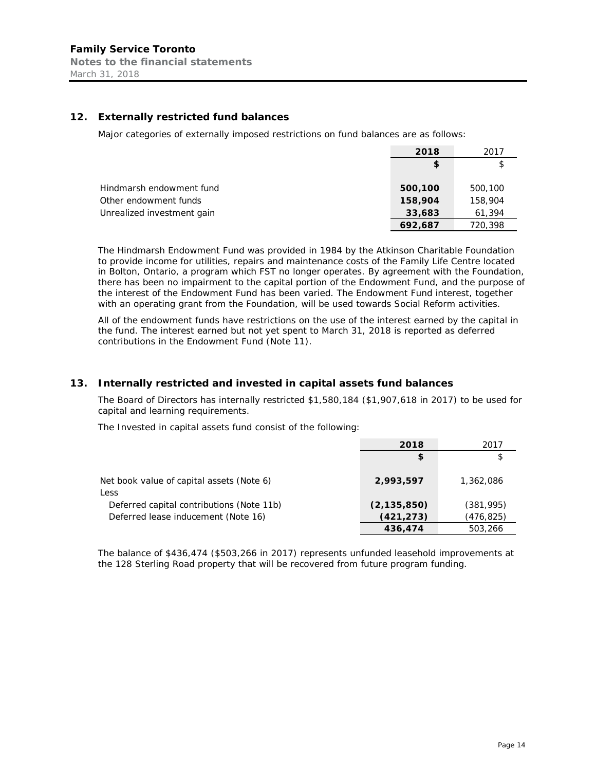## 12. Externally restricted fund balances

Major categories of externally imposed restrictions on fund balances are as follows:

| | 2018 | 2017 |
|---|---|---|
| | $ | $ |
| Hindmarsh endowment fund | **500,100** | 500,100 |
| Other endowment funds | **158,904** | 158,904 |
| Unrealized investment gain | **33,683** | 61,394 |
| | **692,687** | 720,398 |

The Hindmarsh Endowment Fund was provided in 1984 by the Atkinson Charitable Foundation to provide income for utilities, repairs and maintenance costs of the Family Life Centre located in Bolton, Ontario, a program which FST no longer operates. By agreement with the Foundation, there has been no impairment to the capital portion of the Endowment Fund, and the purpose of the interest of the Endowment Fund has been varied. The Endowment Fund interest, together with an operating grant from the Foundation, will be used towards Social Reform activities.

All of the endowment funds have restrictions on the use of the interest earned by the capital in the fund. The interest earned but not yet spent to March 31, 2018 is reported as deferred contributions in the Endowment Fund (Note 11).

## 13. Internally restricted and invested in capital assets fund balances

The Board of Directors has internally restricted $1,580,184 ($1,907,618 in 2017) to be used for capital and learning requirements.

The Invested in capital assets fund consist of the following:

| | 2018 | 2017 |
|---|---|---|
| | $ | $ |
| Net book value of capital assets (Note 6) | **2,993,597** | 1,362,086 |
| Less | | |
| Deferred capital contributions (Note 11b) | **(2,135,850)** | (381,995) |
| Deferred lease inducement (Note 16) | **(421,273)** | (476,825) |
| | **436,474** | 503,266 |

The balance of $436,474 ($503,266 in 2017) represents unfunded leasehold improvements at the 128 Sterling Road property that will be recovered from future program funding.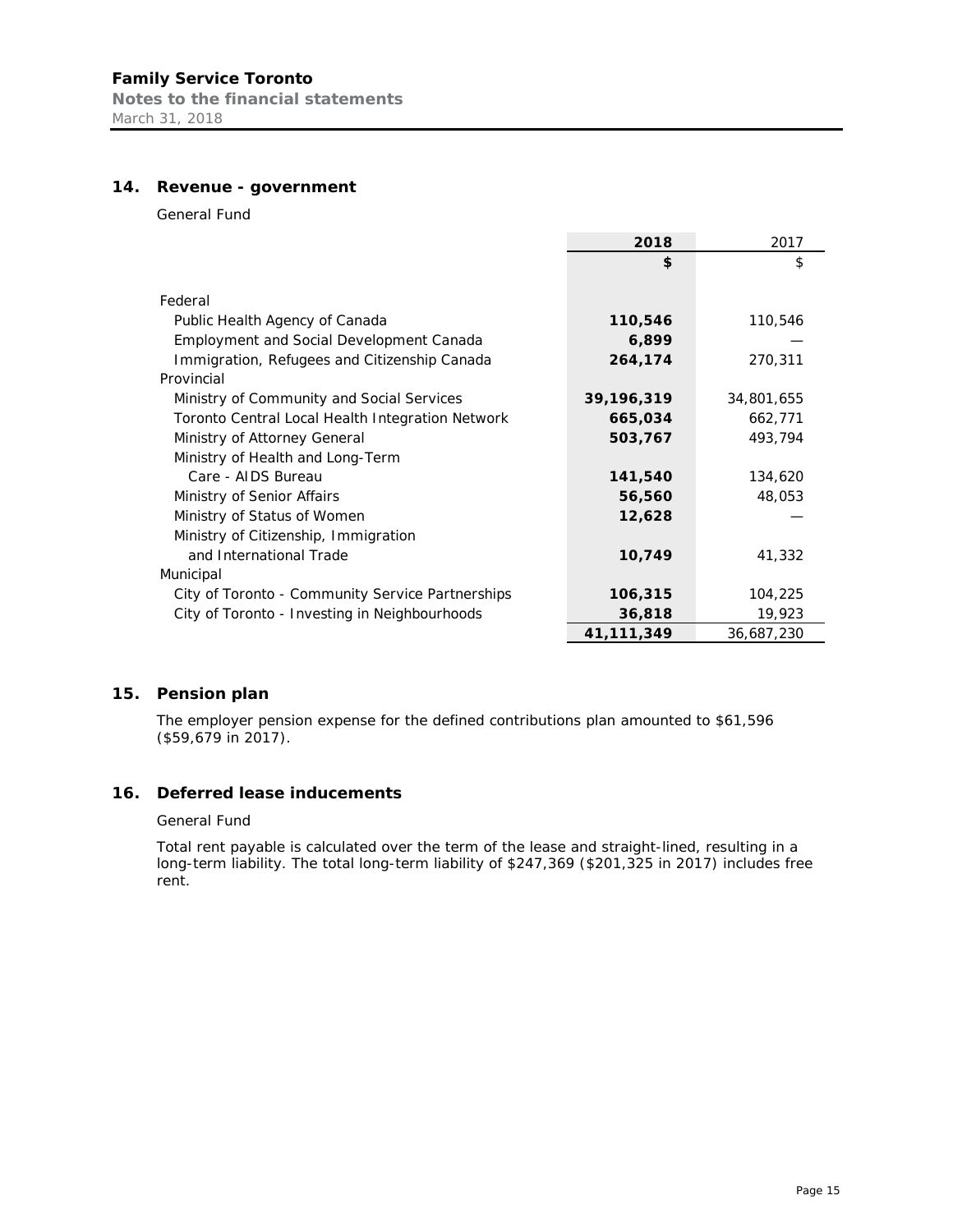## 14. Revenue - government

General Fund

| | 2018 | 2017 |
|---|---|---|
| | $ | $ |
| Federal | | |
| Public Health Agency of Canada | **110,546** | 110,546 |
| Employment and Social Development Canada | **6,899** | — |
| Immigration, Refugees and Citizenship Canada | **264,174** | 270,311 |
| Provincial | | |
| Ministry of Community and Social Services | **39,196,319** | 34,801,655 |
| Toronto Central Local Health Integration Network | **665,034** | 662,771 |
| Ministry of Attorney General | **503,767** | 493,794 |
| Ministry of Health and Long-Term Care - AIDS Bureau | **141,540** | 134,620 |
| Ministry of Senior Affairs | **56,560** | 48,053 |
| Ministry of Status of Women | **12,628** | — |
| Ministry of Citizenship, Immigration and International Trade | **10,749** | 41,332 |
| Municipal | | |
| City of Toronto - Community Service Partnerships | **106,315** | 104,225 |
| City of Toronto - Investing in Neighbourhoods | **36,818** | 19,923 |
| | **41,111,349** | 36,687,230 |

## 15. Pension plan

The employer pension expense for the defined contributions plan amounted to $61,596 ($59,679 in 2017).

## 16. Deferred lease inducements

General Fund

Total rent payable is calculated over the term of the lease and straight-lined, resulting in a long-term liability. The total long-term liability of $247,369 ($201,325 in 2017) includes free rent.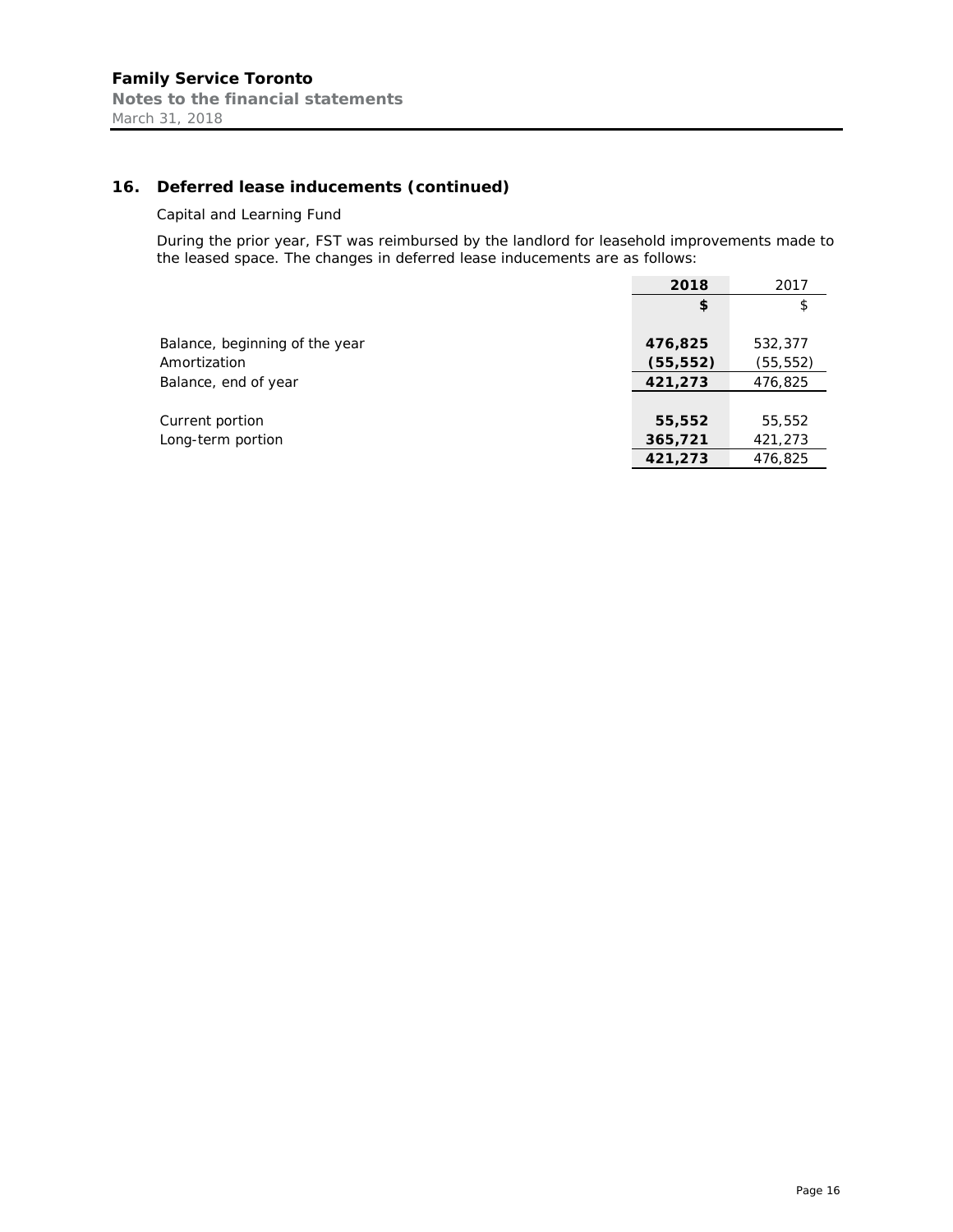## 16. Deferred lease inducements (continued)

Capital and Learning Fund

During the prior year, FST was reimbursed by the landlord for leasehold improvements made to the leased space. The changes in deferred lease inducements are as follows:

| | **2018** | 2017 |
|---|---|---|
| | **$** | $ |
| Balance, beginning of the year | **476,825** | 532,377 |
| Amortization | **(55,552)** | (55,552) |
| Balance, end of year | **421,273** | 476,825 |
| | | |
| Current portion | **55,552** | 55,552 |
| Long-term portion | **365,721** | 421,273 |
| | **421,273** | 476,825 |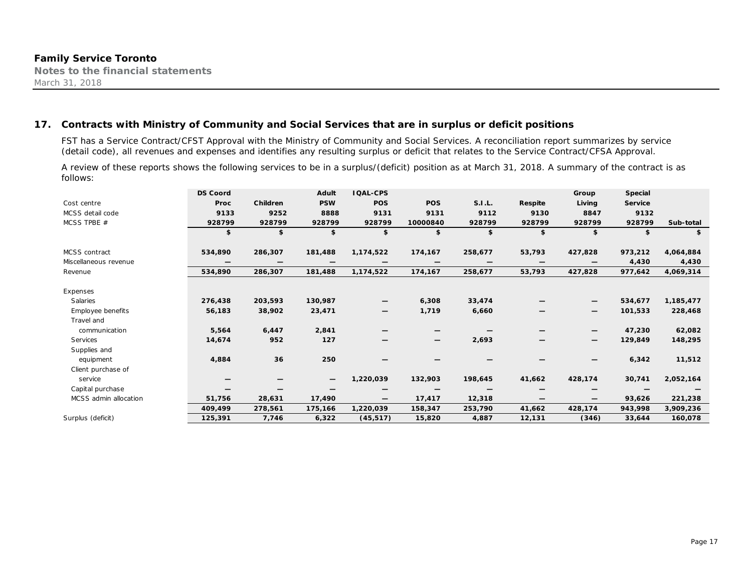## 17. Contracts with Ministry of Community and Social Services that are in surplus or deficit positions

FST has a Service Contract/CFST Approval with the Ministry of Community and Social Services. A reconciliation report summarizes by service (detail code), all revenues and expenses and identifies any resulting surplus or deficit that relates to the Service Contract/CFSA Approval.

A review of these reports shows the following services to be in a surplus/(deficit) position as at March 31, 2018. A summary of the contract is as follows:

| Cost centre | DS Coord Proc | Children | Adult PSW | IQAL-CPS POS | POS | S.I.L. | Respite | Group Living | Special Service | |
|---|---|---|---|---|---|---|---|---|---|---|
| MCSS detail code | 9133 | 9252 | 8888 | 9131 | 9131 | 9112 | 9130 | 8847 | 9132 | |
| MCSS TPBE # | 928799 | 928799 | 928799 | 928799 | 10000840 | 928799 | 928799 | 928799 | 928799 | Sub-total |
| | $ | $ | $ | $ | $ | $ | $ | $ | $ | $ |
| MCSS contract | 534,890 | 286,307 | 181,488 | 1,174,522 | 174,167 | 258,677 | 53,793 | 427,828 | 973,212 | 4,064,884 |
| Miscellaneous revenue | — | — | — | — | — | — | — | — | 4,430 | 4,430 |
| Revenue | 534,890 | 286,307 | 181,488 | 1,174,522 | 174,167 | 258,677 | 53,793 | 427,828 | 977,642 | 4,069,314 |
| Expenses | | | | | | | | | | |
| Salaries | 276,438 | 203,593 | 130,987 | — | 6,308 | 33,474 | — | — | 534,677 | 1,185,477 |
| Employee benefits | 56,183 | 38,902 | 23,471 | — | 1,719 | 6,660 | — | — | 101,533 | 228,468 |
| Travel and communication | 5,564 | 6,447 | 2,841 | — | — | — | — | — | 47,230 | 62,082 |
| Services | 14,674 | 952 | 127 | — | — | 2,693 | — | — | 129,849 | 148,295 |
| Supplies and equipment | 4,884 | 36 | 250 | — | — | — | — | — | 6,342 | 11,512 |
| Client purchase of service | — | — | — | 1,220,039 | 132,903 | 198,645 | 41,662 | 428,174 | 30,741 | 2,052,164 |
| Capital purchase | — | — | — | — | — | — | — | — | — | — |
| MCSS admin allocation | 51,756 | 28,631 | 17,490 | — | 17,417 | 12,318 | — | — | 93,626 | 221,238 |
| | 409,499 | 278,561 | 175,166 | 1,220,039 | 158,347 | 253,790 | 41,662 | 428,174 | 943,998 | 3,909,236 |
| Surplus (deficit) | 125,391 | 7,746 | 6,322 | (45,517) | 15,820 | 4,887 | 12,131 | (346) | 33,644 | 160,078 |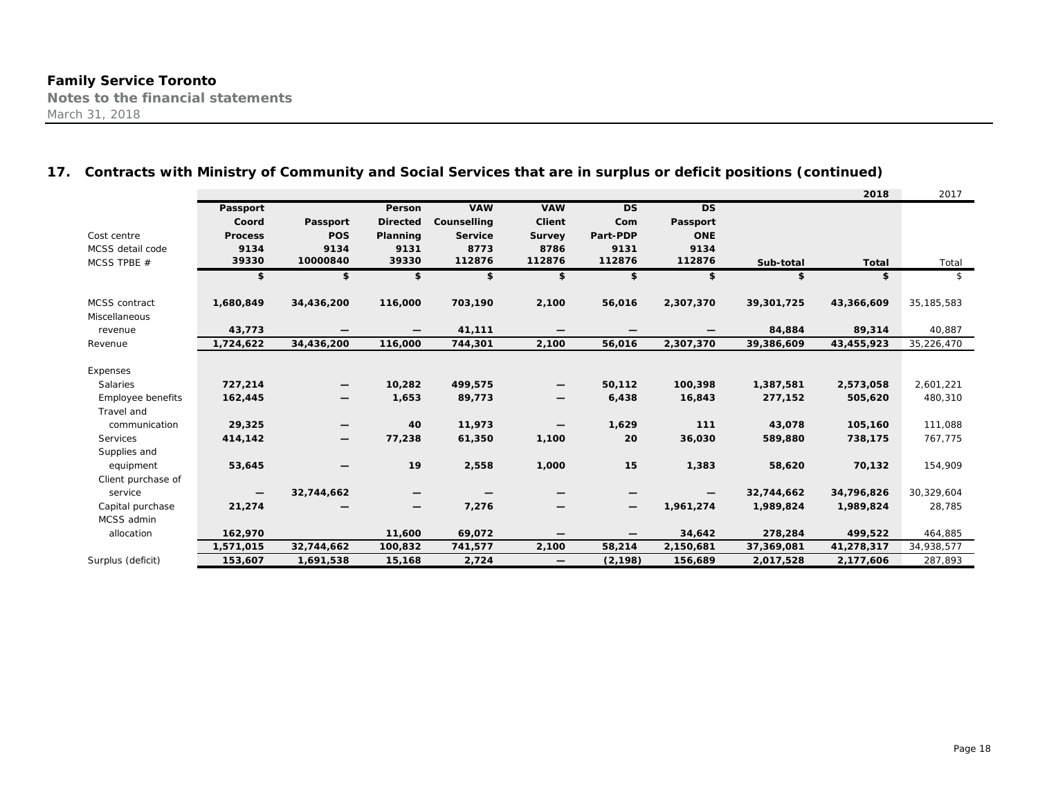**Family Service Toronto**
**Notes to the financial statements**
March 31, 2018

## 17. Contracts with Ministry of Community and Social Services that are in surplus or deficit positions (continued)

| | | | | | | | | | 2018 | 2017 |
|---|---|---|---|---|---|---|---|---|---|---|
| Cost centre | **Passport Coord Process** | **Passport POS** | **Person Directed Planning** | **VAW Counselling Service** | **VAW Client Survey** | **DS Com Part-PDP** | **DS Passport ONE** | | | |
| MCSS detail code | **9134** | **9134** | **9131** | **8773** | **8786** | **9131** | **9134** | | | |
| MCSS TPBE # | **39330** | **10000840** | **39330** | **112876** | **112876** | **112876** | **112876** | **Sub-total** | **Total** | Total |
| | **$** | **$** | **$** | **$** | **$** | **$** | **$** | **$** | **$** | $ |
| MCSS contract | **1,680,849** | **34,436,200** | **116,000** | **703,190** | **2,100** | **56,016** | **2,307,370** | **39,301,725** | **43,366,609** | 35,185,583 |
| Miscellaneous revenue | **43,773** | **—** | **—** | **41,111** | **—** | **—** | **—** | **84,884** | **89,314** | 40,887 |
| Revenue | **1,724,622** | **34,436,200** | **116,000** | **744,301** | **2,100** | **56,016** | **2,307,370** | **39,386,609** | **43,455,923** | 35,226,470 |
| Expenses | | | | | | | | | | |
| Salaries | **727,214** | **—** | **10,282** | **499,575** | **—** | **50,112** | **100,398** | **1,387,581** | **2,573,058** | 2,601,221 |
| Employee benefits | **162,445** | **—** | **1,653** | **89,773** | **—** | **6,438** | **16,843** | **277,152** | **505,620** | 480,310 |
| Travel and communication | **29,325** | **—** | **40** | **11,973** | **—** | **1,629** | **111** | **43,078** | **105,160** | 111,088 |
| Services | **414,142** | **—** | **77,238** | **61,350** | **1,100** | **20** | **36,030** | **589,880** | **738,175** | 767,775 |
| Supplies and equipment | **53,645** | **—** | **19** | **2,558** | **1,000** | **15** | **1,383** | **58,620** | **70,132** | 154,909 |
| Client purchase of service | **—** | **32,744,662** | **—** | **—** | **—** | **—** | **—** | **32,744,662** | **34,796,826** | 30,329,604 |
| Capital purchase | **21,274** | **—** | **—** | **7,276** | **—** | **—** | **1,961,274** | **1,989,824** | **1,989,824** | 28,785 |
| MCSS admin allocation | **162,970** | | **11,600** | **69,072** | **—** | **—** | **34,642** | **278,284** | **499,522** | 464,885 |
| | **1,571,015** | **32,744,662** | **100,832** | **741,577** | **2,100** | **58,214** | **2,150,681** | **37,369,081** | **41,278,317** | 34,938,577 |
| Surplus (deficit) | **153,607** | **1,691,538** | **15,168** | **2,724** | **—** | **(2,198)** | **156,689** | **2,017,528** | **2,177,606** | 287,893 |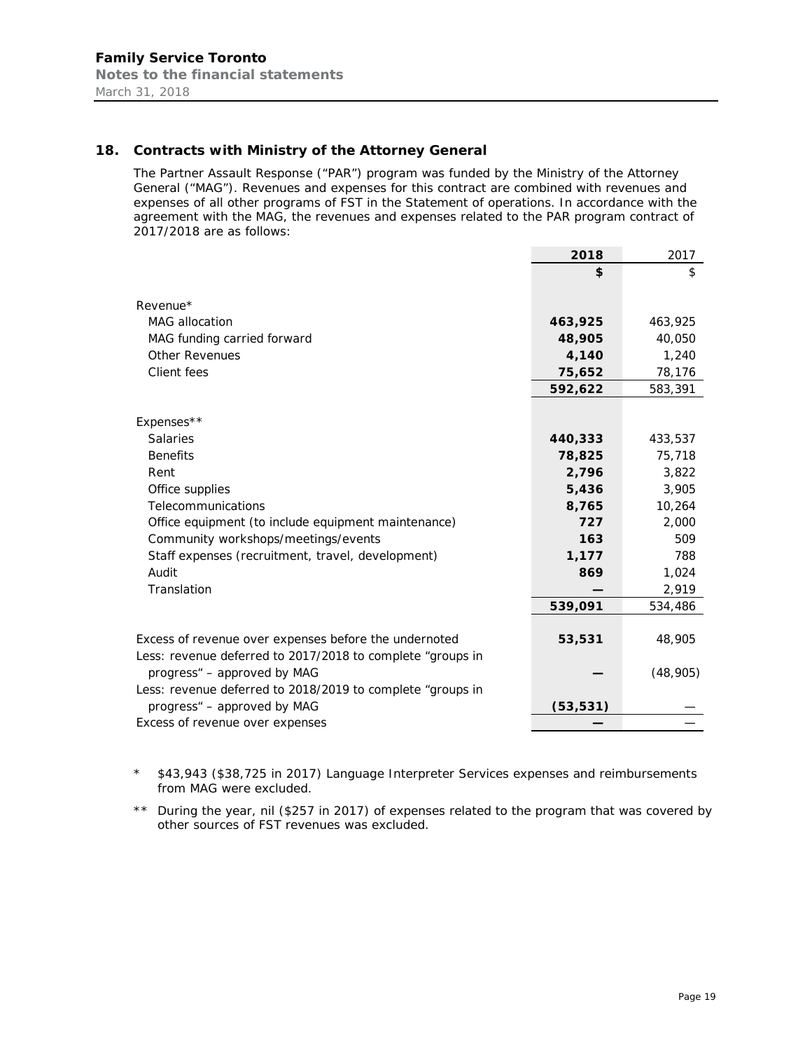## 18. Contracts with Ministry of the Attorney General

The Partner Assault Response ("PAR") program was funded by the Ministry of the Attorney General ("MAG"). Revenues and expenses for this contract are combined with revenues and expenses of all other programs of FST in the Statement of operations. In accordance with the agreement with the MAG, the revenues and expenses related to the PAR program contract of 2017/2018 are as follows:

| | 2018 | 2017 |
|---|---|---|
| | $ | $ |
| Revenue* | | |
| MAG allocation | 463,925 | 463,925 |
| MAG funding carried forward | 48,905 | 40,050 |
| Other Revenues | 4,140 | 1,240 |
| Client fees | 75,652 | 78,176 |
| | 592,622 | 583,391 |
| Expenses** | | |
| Salaries | 440,333 | 433,537 |
| Benefits | 78,825 | 75,718 |
| Rent | 2,796 | 3,822 |
| Office supplies | 5,436 | 3,905 |
| Telecommunications | 8,765 | 10,264 |
| Office equipment (to include equipment maintenance) | 727 | 2,000 |
| Community workshops/meetings/events | 163 | 509 |
| Staff expenses (recruitment, travel, development) | 1,177 | 788 |
| Audit | 869 | 1,024 |
| Translation | — | 2,919 |
| | 539,091 | 534,486 |
| Excess of revenue over expenses before the undernoted | 53,531 | 48,905 |
| Less: revenue deferred to 2017/2018 to complete "groups in progress" – approved by MAG | — | (48,905) |
| Less: revenue deferred to 2018/2019 to complete "groups in progress" – approved by MAG | (53,531) | — |
| Excess of revenue over expenses | — | — |

\* $43,943 ($38,725 in 2017) Language Interpreter Services expenses and reimbursements from MAG were excluded.

\*\* During the year, nil ($257 in 2017) of expenses related to the program that was covered by other sources of FST revenues was excluded.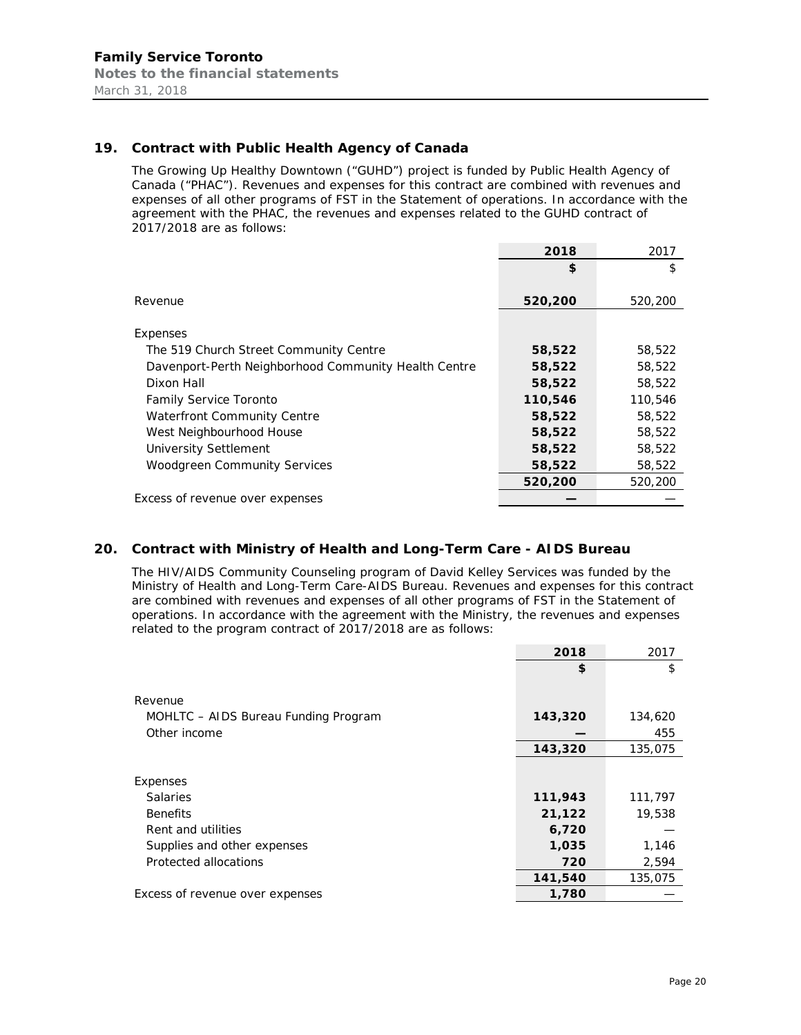## 19. Contract with Public Health Agency of Canada

The Growing Up Healthy Downtown ("GUHD") project is funded by Public Health Agency of Canada ("PHAC"). Revenues and expenses for this contract are combined with revenues and expenses of all other programs of FST in the Statement of operations. In accordance with the agreement with the PHAC, the revenues and expenses related to the GUHD contract of 2017/2018 are as follows:

| | 2018 | 2017 |
|---|---|---|
| | $ | $ |
| Revenue | 520,200 | 520,200 |
| Expenses | | |
| The 519 Church Street Community Centre | 58,522 | 58,522 |
| Davenport-Perth Neighborhood Community Health Centre | 58,522 | 58,522 |
| Dixon Hall | 58,522 | 58,522 |
| Family Service Toronto | 110,546 | 110,546 |
| Waterfront Community Centre | 58,522 | 58,522 |
| West Neighbourhood House | 58,522 | 58,522 |
| University Settlement | 58,522 | 58,522 |
| Woodgreen Community Services | 58,522 | 58,522 |
| | 520,200 | 520,200 |
| Excess of revenue over expenses | — | — |

## 20. Contract with Ministry of Health and Long-Term Care - AIDS Bureau

The HIV/AIDS Community Counseling program of David Kelley Services was funded by the Ministry of Health and Long-Term Care-AIDS Bureau. Revenues and expenses for this contract are combined with revenues and expenses of all other programs of FST in the Statement of operations. In accordance with the agreement with the Ministry, the revenues and expenses related to the program contract of 2017/2018 are as follows:

| | 2018 | 2017 |
|---|---|---|
| | $ | $ |
| Revenue | | |
| MOHLTC – AIDS Bureau Funding Program | 143,320 | 134,620 |
| Other income | — | 455 |
| | 143,320 | 135,075 |
| Expenses | | |
| Salaries | 111,943 | 111,797 |
| Benefits | 21,122 | 19,538 |
| Rent and utilities | 6,720 | — |
| Supplies and other expenses | 1,035 | 1,146 |
| Protected allocations | 720 | 2,594 |
| | 141,540 | 135,075 |
| Excess of revenue over expenses | 1,780 | — |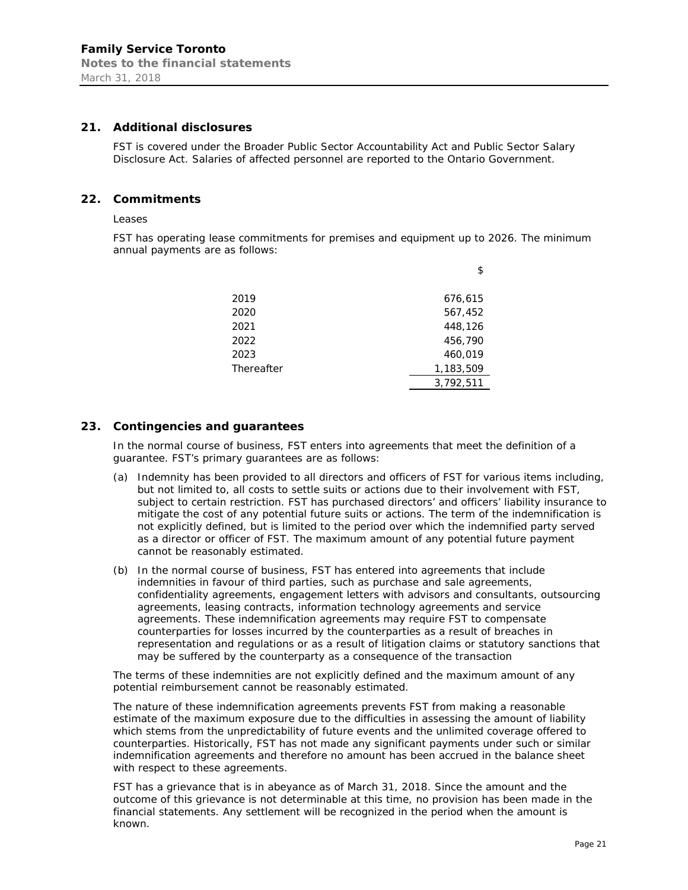## 21. Additional disclosures

FST is covered under the Broader Public Sector Accountability Act and Public Sector Salary Disclosure Act. Salaries of affected personnel are reported to the Ontario Government.

## 22. Commitments

Leases

FST has operating lease commitments for premises and equipment up to 2026. The minimum annual payments are as follows:

| | $ |
|---|---:|
| 2019 | 676,615 |
| 2020 | 567,452 |
| 2021 | 448,126 |
| 2022 | 456,790 |
| 2023 | 460,019 |
| Thereafter | 1,183,509 |
| | 3,792,511 |

## 23. Contingencies and guarantees

In the normal course of business, FST enters into agreements that meet the definition of a guarantee. FST's primary guarantees are as follows:

(a) Indemnity has been provided to all directors and officers of FST for various items including, but not limited to, all costs to settle suits or actions due to their involvement with FST, subject to certain restriction. FST has purchased directors' and officers' liability insurance to mitigate the cost of any potential future suits or actions. The term of the indemnification is not explicitly defined, but is limited to the period over which the indemnified party served as a director or officer of FST. The maximum amount of any potential future payment cannot be reasonably estimated.

(b) In the normal course of business, FST has entered into agreements that include indemnities in favour of third parties, such as purchase and sale agreements, confidentiality agreements, engagement letters with advisors and consultants, outsourcing agreements, leasing contracts, information technology agreements and service agreements. These indemnification agreements may require FST to compensate counterparties for losses incurred by the counterparties as a result of breaches in representation and regulations or as a result of litigation claims or statutory sanctions that may be suffered by the counterparty as a consequence of the transaction

The terms of these indemnities are not explicitly defined and the maximum amount of any potential reimbursement cannot be reasonably estimated.

The nature of these indemnification agreements prevents FST from making a reasonable estimate of the maximum exposure due to the difficulties in assessing the amount of liability which stems from the unpredictability of future events and the unlimited coverage offered to counterparties. Historically, FST has not made any significant payments under such or similar indemnification agreements and therefore no amount has been accrued in the balance sheet with respect to these agreements.

FST has a grievance that is in abeyance as of March 31, 2018. Since the amount and the outcome of this grievance is not determinable at this time, no provision has been made in the financial statements. Any settlement will be recognized in the period when the amount is known.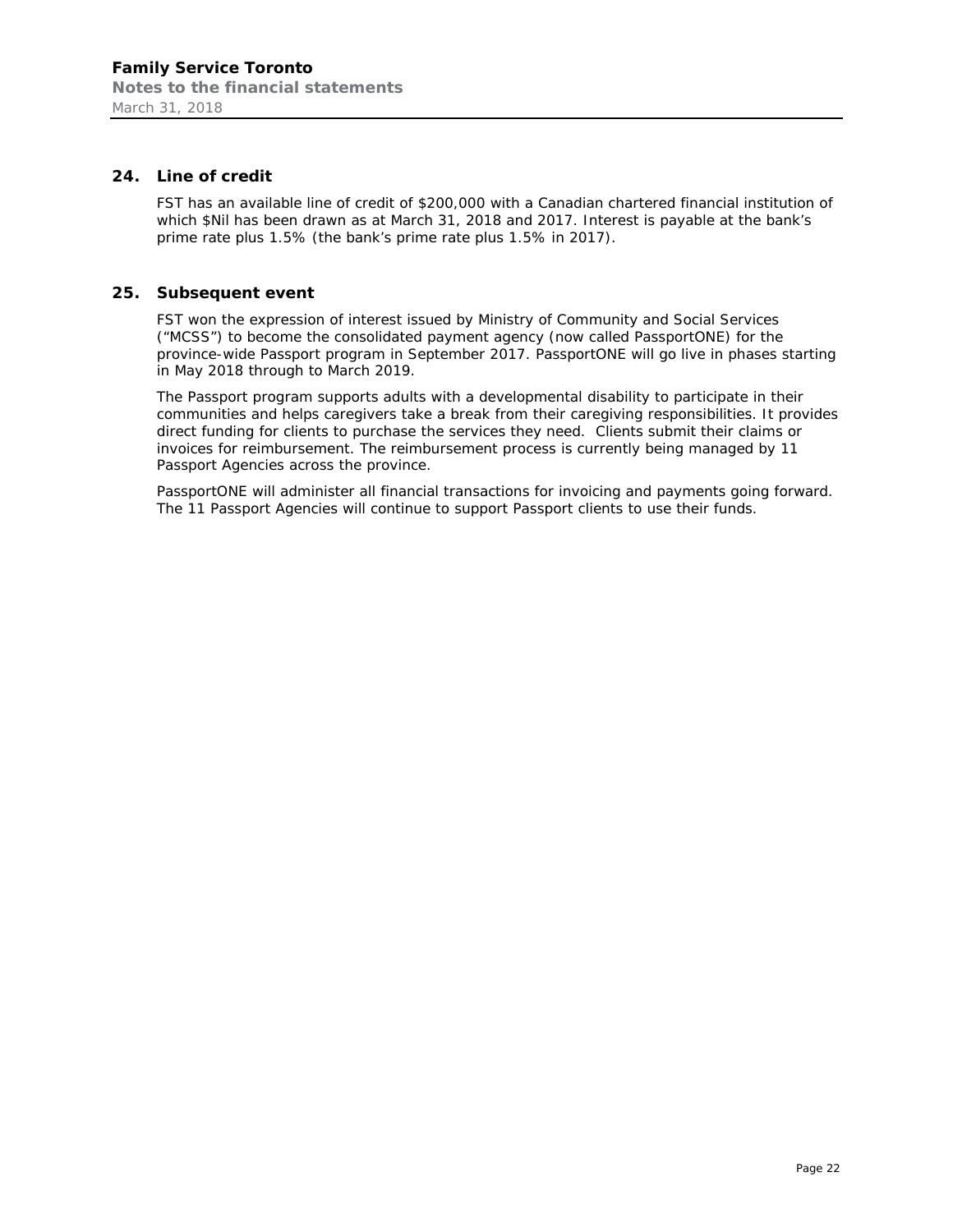## 24. Line of credit

FST has an available line of credit of $200,000 with a Canadian chartered financial institution of which $Nil has been drawn as at March 31, 2018 and 2017. Interest is payable at the bank's prime rate plus 1.5% (the bank's prime rate plus 1.5% in 2017).

## 25. Subsequent event

FST won the expression of interest issued by Ministry of Community and Social Services ("MCSS") to become the consolidated payment agency (now called PassportONE) for the province-wide Passport program in September 2017. PassportONE will go live in phases starting in May 2018 through to March 2019.

The Passport program supports adults with a developmental disability to participate in their communities and helps caregivers take a break from their caregiving responsibilities. It provides direct funding for clients to purchase the services they need. Clients submit their claims or invoices for reimbursement. The reimbursement process is currently being managed by 11 Passport Agencies across the province.

PassportONE will administer all financial transactions for invoicing and payments going forward. The 11 Passport Agencies will continue to support Passport clients to use their funds.